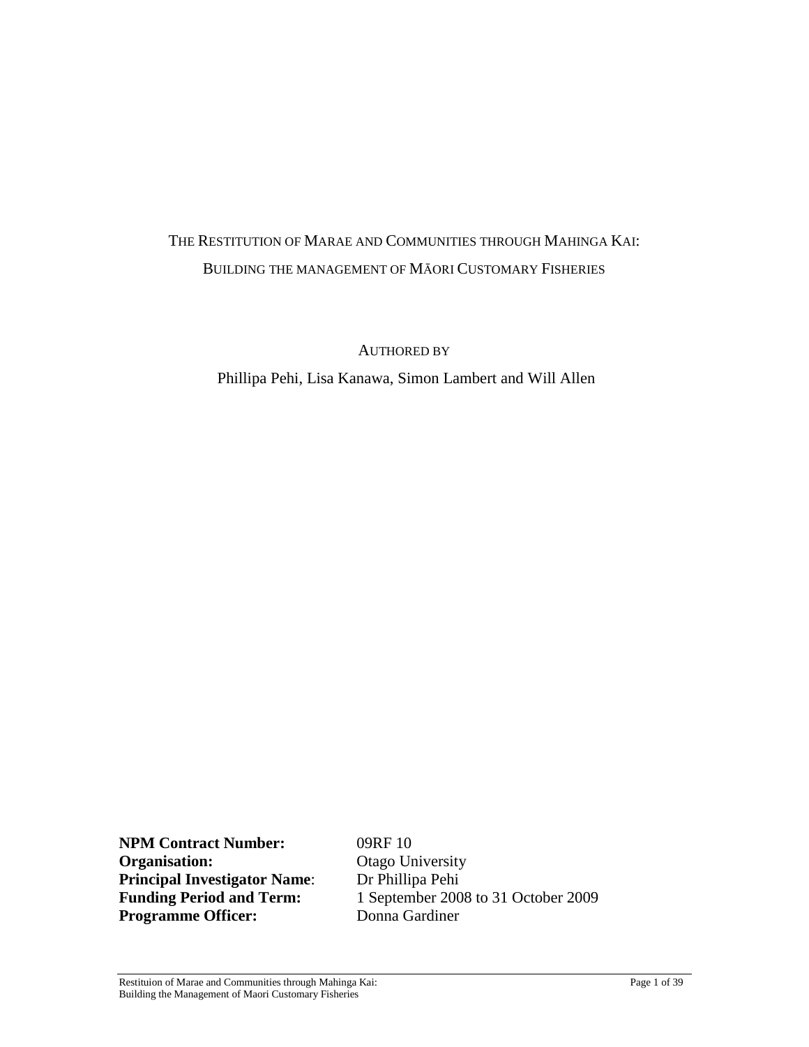# The Restitution of Marae and Communities through Mahinga Kai:

## Building the management of Māori Customary Fisheries

Authored by

Phillipa Pehi, Lisa Kanawa, Simon Lambert and Will Allen

**NPM Contract Number:** 09RF 10
**Organisation:** Otago University
**Principal Investigator Name**: Dr Phillipa Pehi
**Funding Period and Term:** 1 September 2008 to 31 October 2009
**Programme Officer:** Donna Gardiner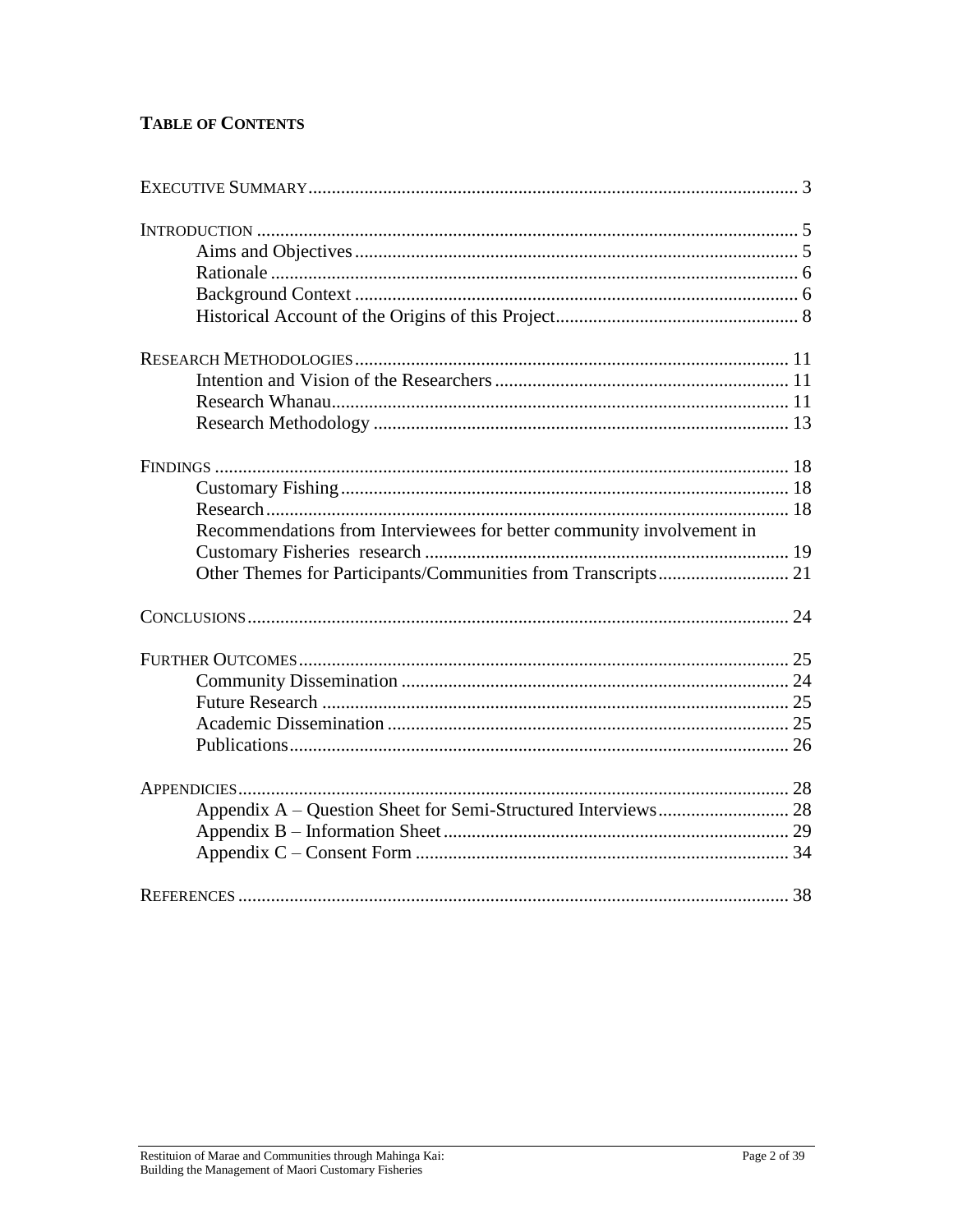## TABLE OF CONTENTS

EXECUTIVE SUMMARY ........................................................ 3

INTRODUCTION ........................................................ 5
- Aims and Objectives ........................................................ 5
- Rationale ........................................................ 6
- Background Context ........................................................ 6
- Historical Account of the Origins of this Project ........................................................ 8

RESEARCH METHODOLOGIES ........................................................ 11
- Intention and Vision of the Researchers ........................................................ 11
- Research Whanau ........................................................ 11
- Research Methodology ........................................................ 13

FINDINGS ........................................................ 18
- Customary Fishing ........................................................ 18
- Research ........................................................ 18
- Recommendations from Interviewees for better community involvement in Customary Fisheries research ........................................................ 19
- Other Themes for Participants/Communities from Transcripts ........................................................ 21

CONCLUSIONS ........................................................ 24

FURTHER OUTCOMES ........................................................ 25
- Community Dissemination ........................................................ 24
- Future Research ........................................................ 25
- Academic Dissemination ........................................................ 25
- Publications ........................................................ 26

APPENDICIES ........................................................ 28
- Appendix A – Question Sheet for Semi-Structured Interviews ........................................................ 28
- Appendix B – Information Sheet ........................................................ 29
- Appendix C – Consent Form ........................................................ 34

REFERENCES ........................................................ 38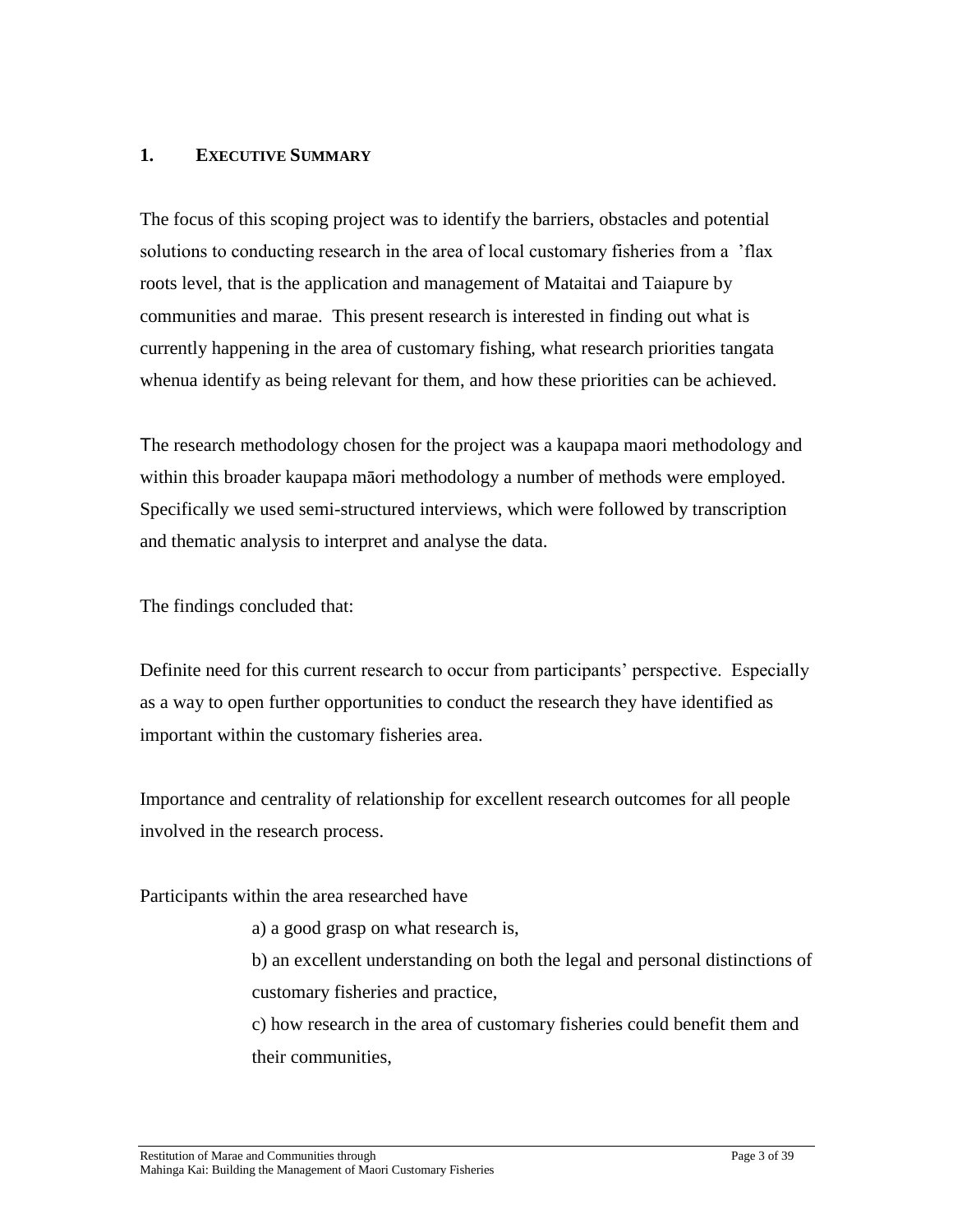## 1. EXECUTIVE SUMMARY

The focus of this scoping project was to identify the barriers, obstacles and potential solutions to conducting research in the area of local customary fisheries from a 'flax roots level, that is the application and management of Mataitai and Taiapure by communities and marae. This present research is interested in finding out what is currently happening in the area of customary fishing, what research priorities tangata whenua identify as being relevant for them, and how these priorities can be achieved.

The research methodology chosen for the project was a kaupapa maori methodology and within this broader kaupapa māori methodology a number of methods were employed. Specifically we used semi-structured interviews, which were followed by transcription and thematic analysis to interpret and analyse the data.

The findings concluded that:

Definite need for this current research to occur from participants' perspective. Especially as a way to open further opportunities to conduct the research they have identified as important within the customary fisheries area.

Importance and centrality of relationship for excellent research outcomes for all people involved in the research process.

Participants within the area researched have

a) a good grasp on what research is,

b) an excellent understanding on both the legal and personal distinctions of customary fisheries and practice,

c) how research in the area of customary fisheries could benefit them and their communities,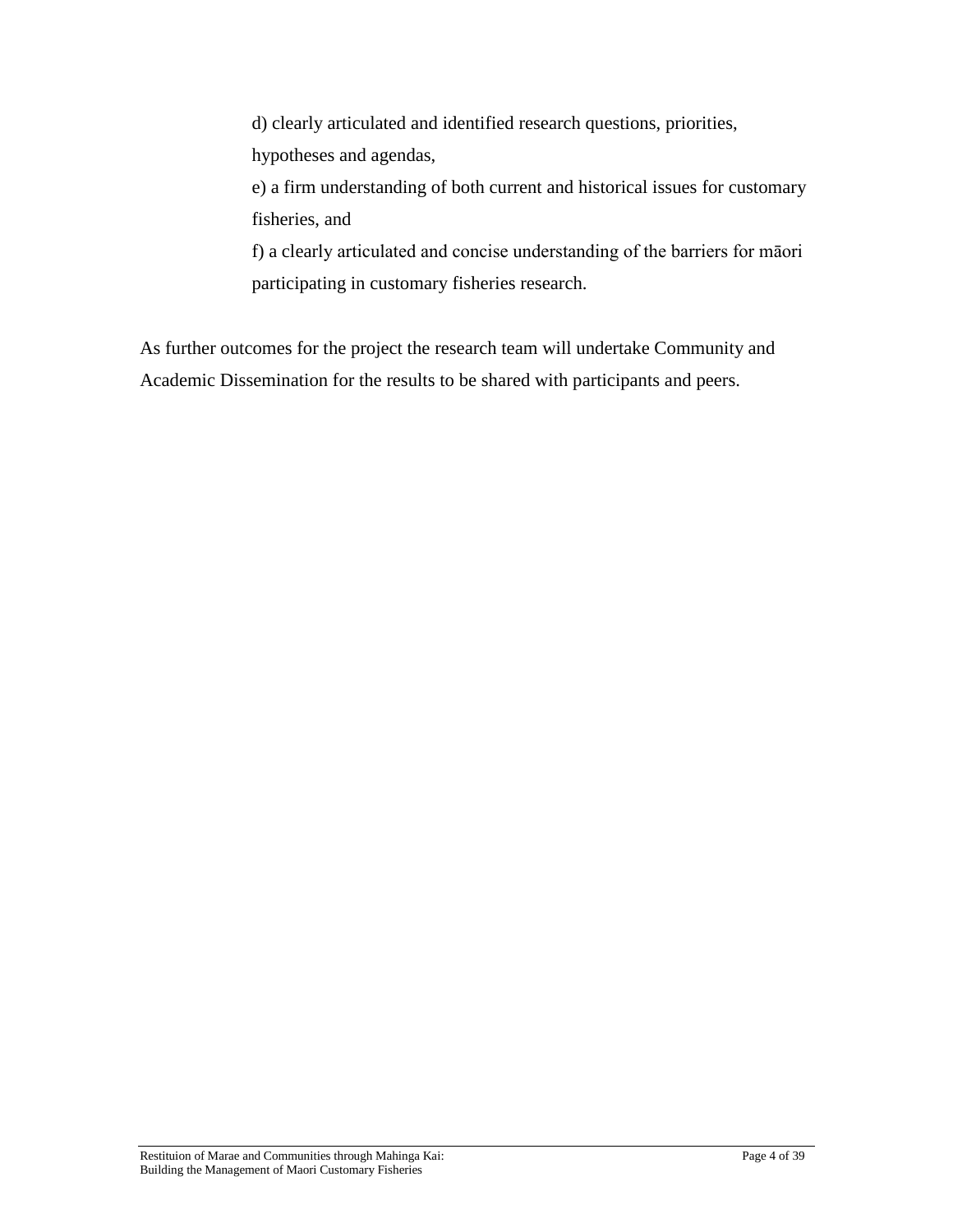d) clearly articulated and identified research questions, priorities, hypotheses and agendas,

e) a firm understanding of both current and historical issues for customary fisheries, and

f) a clearly articulated and concise understanding of the barriers for māori participating in customary fisheries research.

As further outcomes for the project the research team will undertake Community and Academic Dissemination for the results to be shared with participants and peers.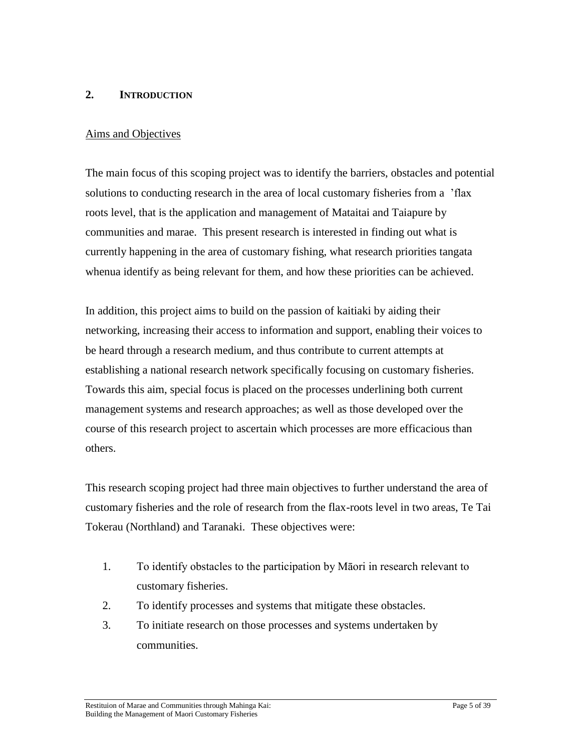## 2. INTRODUCTION

Aims and Objectives

The main focus of this scoping project was to identify the barriers, obstacles and potential solutions to conducting research in the area of local customary fisheries from a 'flax roots level, that is the application and management of Mataitai and Taiapure by communities and marae. This present research is interested in finding out what is currently happening in the area of customary fishing, what research priorities tangata whenua identify as being relevant for them, and how these priorities can be achieved.

In addition, this project aims to build on the passion of kaitiaki by aiding their networking, increasing their access to information and support, enabling their voices to be heard through a research medium, and thus contribute to current attempts at establishing a national research network specifically focusing on customary fisheries. Towards this aim, special focus is placed on the processes underlining both current management systems and research approaches; as well as those developed over the course of this research project to ascertain which processes are more efficacious than others.

This research scoping project had three main objectives to further understand the area of customary fisheries and the role of research from the flax-roots level in two areas, Te Tai Tokerau (Northland) and Taranaki. These objectives were:

1. To identify obstacles to the participation by Māori in research relevant to customary fisheries.
2. To identify processes and systems that mitigate these obstacles.
3. To initiate research on those processes and systems undertaken by communities.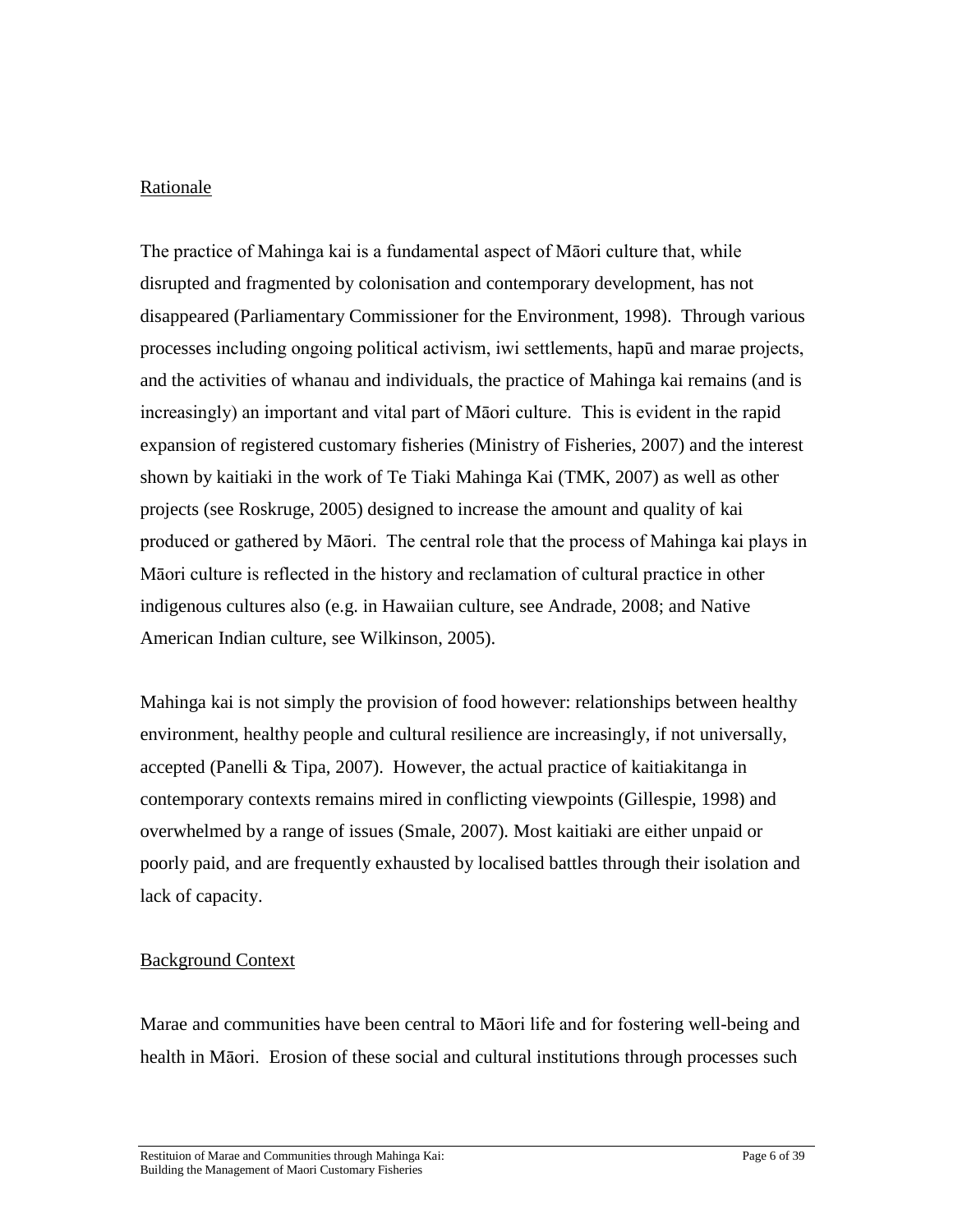## Rationale

The practice of Mahinga kai is a fundamental aspect of Māori culture that, while disrupted and fragmented by colonisation and contemporary development, has not disappeared (Parliamentary Commissioner for the Environment, 1998). Through various processes including ongoing political activism, iwi settlements, hapū and marae projects, and the activities of whanau and individuals, the practice of Mahinga kai remains (and is increasingly) an important and vital part of Māori culture. This is evident in the rapid expansion of registered customary fisheries (Ministry of Fisheries, 2007) and the interest shown by kaitiaki in the work of Te Tiaki Mahinga Kai (TMK, 2007) as well as other projects (see Roskruge, 2005) designed to increase the amount and quality of kai produced or gathered by Māori. The central role that the process of Mahinga kai plays in Māori culture is reflected in the history and reclamation of cultural practice in other indigenous cultures also (e.g. in Hawaiian culture, see Andrade, 2008; and Native American Indian culture, see Wilkinson, 2005).

Mahinga kai is not simply the provision of food however: relationships between healthy environment, healthy people and cultural resilience are increasingly, if not universally, accepted (Panelli & Tipa, 2007). However, the actual practice of kaitiakitanga in contemporary contexts remains mired in conflicting viewpoints (Gillespie, 1998) and overwhelmed by a range of issues (Smale, 2007). Most kaitiaki are either unpaid or poorly paid, and are frequently exhausted by localised battles through their isolation and lack of capacity.

## Background Context

Marae and communities have been central to Māori life and for fostering well-being and health in Māori. Erosion of these social and cultural institutions through processes such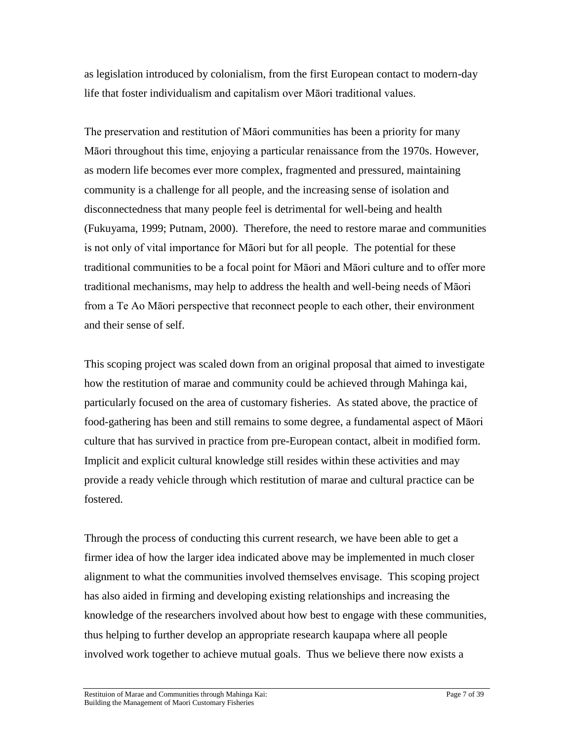as legislation introduced by colonialism, from the first European contact to modern-day life that foster individualism and capitalism over Māori traditional values.

The preservation and restitution of Māori communities has been a priority for many Māori throughout this time, enjoying a particular renaissance from the 1970s. However, as modern life becomes ever more complex, fragmented and pressured, maintaining community is a challenge for all people, and the increasing sense of isolation and disconnectedness that many people feel is detrimental for well-being and health (Fukuyama, 1999; Putnam, 2000). Therefore, the need to restore marae and communities is not only of vital importance for Māori but for all people. The potential for these traditional communities to be a focal point for Māori and Māori culture and to offer more traditional mechanisms, may help to address the health and well-being needs of Māori from a Te Ao Māori perspective that reconnect people to each other, their environment and their sense of self.

This scoping project was scaled down from an original proposal that aimed to investigate how the restitution of marae and community could be achieved through Mahinga kai, particularly focused on the area of customary fisheries. As stated above, the practice of food-gathering has been and still remains to some degree, a fundamental aspect of Māori culture that has survived in practice from pre-European contact, albeit in modified form. Implicit and explicit cultural knowledge still resides within these activities and may provide a ready vehicle through which restitution of marae and cultural practice can be fostered.

Through the process of conducting this current research, we have been able to get a firmer idea of how the larger idea indicated above may be implemented in much closer alignment to what the communities involved themselves envisage. This scoping project has also aided in firming and developing existing relationships and increasing the knowledge of the researchers involved about how best to engage with these communities, thus helping to further develop an appropriate research kaupapa where all people involved work together to achieve mutual goals. Thus we believe there now exists a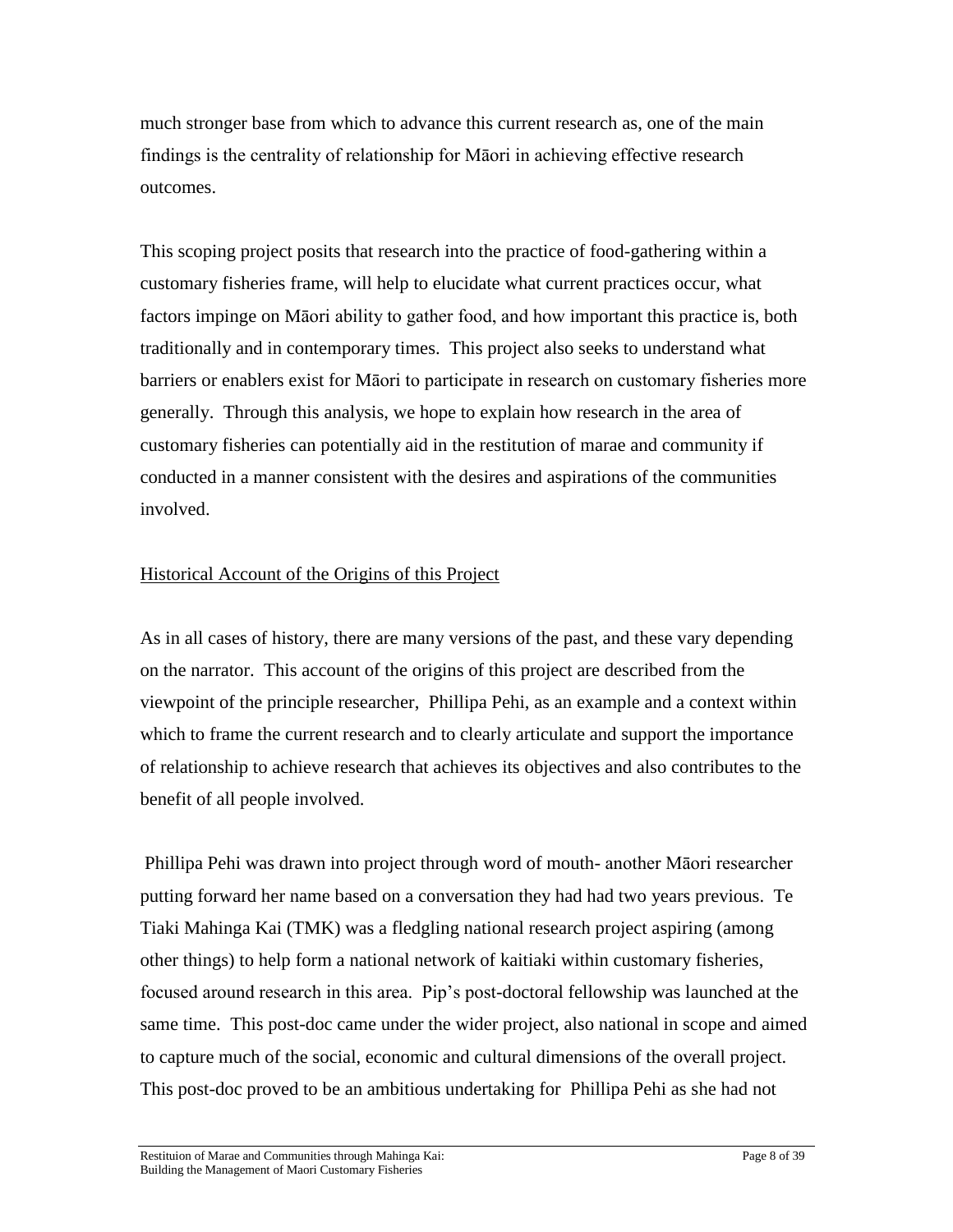much stronger base from which to advance this current research as, one of the main findings is the centrality of relationship for Māori in achieving effective research outcomes.

This scoping project posits that research into the practice of food-gathering within a customary fisheries frame, will help to elucidate what current practices occur, what factors impinge on Māori ability to gather food, and how important this practice is, both traditionally and in contemporary times. This project also seeks to understand what barriers or enablers exist for Māori to participate in research on customary fisheries more generally. Through this analysis, we hope to explain how research in the area of customary fisheries can potentially aid in the restitution of marae and community if conducted in a manner consistent with the desires and aspirations of the communities involved.

## Historical Account of the Origins of this Project

As in all cases of history, there are many versions of the past, and these vary depending on the narrator. This account of the origins of this project are described from the viewpoint of the principle researcher, Phillipa Pehi, as an example and a context within which to frame the current research and to clearly articulate and support the importance of relationship to achieve research that achieves its objectives and also contributes to the benefit of all people involved.

Phillipa Pehi was drawn into project through word of mouth- another Māori researcher putting forward her name based on a conversation they had had two years previous. Te Tiaki Mahinga Kai (TMK) was a fledgling national research project aspiring (among other things) to help form a national network of kaitiaki within customary fisheries, focused around research in this area. Pip's post-doctoral fellowship was launched at the same time. This post-doc came under the wider project, also national in scope and aimed to capture much of the social, economic and cultural dimensions of the overall project. This post-doc proved to be an ambitious undertaking for Phillipa Pehi as she had not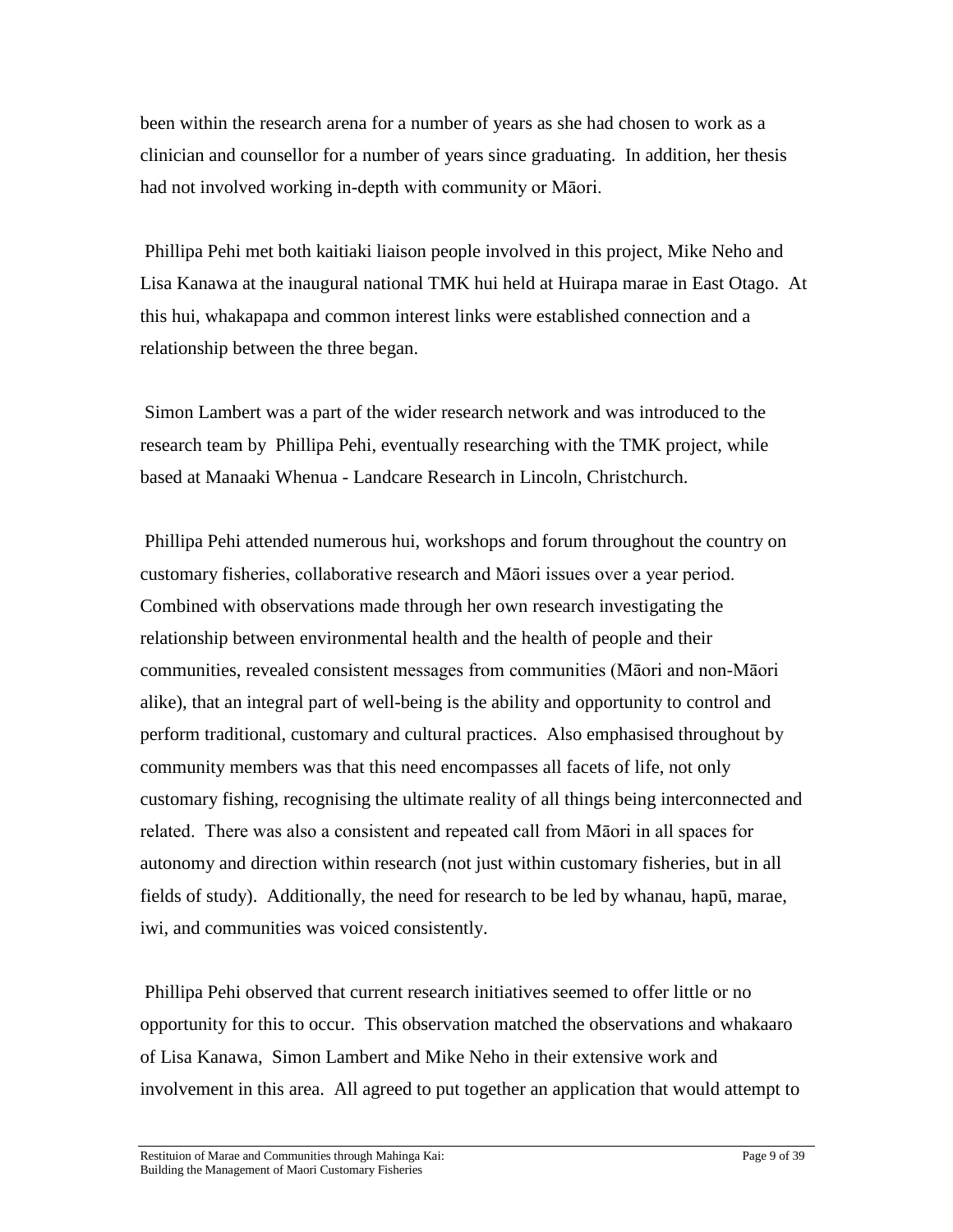been within the research arena for a number of years as she had chosen to work as a clinician and counsellor for a number of years since graduating. In addition, her thesis had not involved working in-depth with community or Māori.

Phillipa Pehi met both kaitiaki liaison people involved in this project, Mike Neho and Lisa Kanawa at the inaugural national TMK hui held at Huirapa marae in East Otago. At this hui, whakapapa and common interest links were established connection and a relationship between the three began.

Simon Lambert was a part of the wider research network and was introduced to the research team by Phillipa Pehi, eventually researching with the TMK project, while based at Manaaki Whenua - Landcare Research in Lincoln, Christchurch.

Phillipa Pehi attended numerous hui, workshops and forum throughout the country on customary fisheries, collaborative research and Māori issues over a year period. Combined with observations made through her own research investigating the relationship between environmental health and the health of people and their communities, revealed consistent messages from communities (Māori and non-Māori alike), that an integral part of well-being is the ability and opportunity to control and perform traditional, customary and cultural practices. Also emphasised throughout by community members was that this need encompasses all facets of life, not only customary fishing, recognising the ultimate reality of all things being interconnected and related. There was also a consistent and repeated call from Māori in all spaces for autonomy and direction within research (not just within customary fisheries, but in all fields of study). Additionally, the need for research to be led by whanau, hapū, marae, iwi, and communities was voiced consistently.

Phillipa Pehi observed that current research initiatives seemed to offer little or no opportunity for this to occur. This observation matched the observations and whakaaro of Lisa Kanawa, Simon Lambert and Mike Neho in their extensive work and involvement in this area. All agreed to put together an application that would attempt to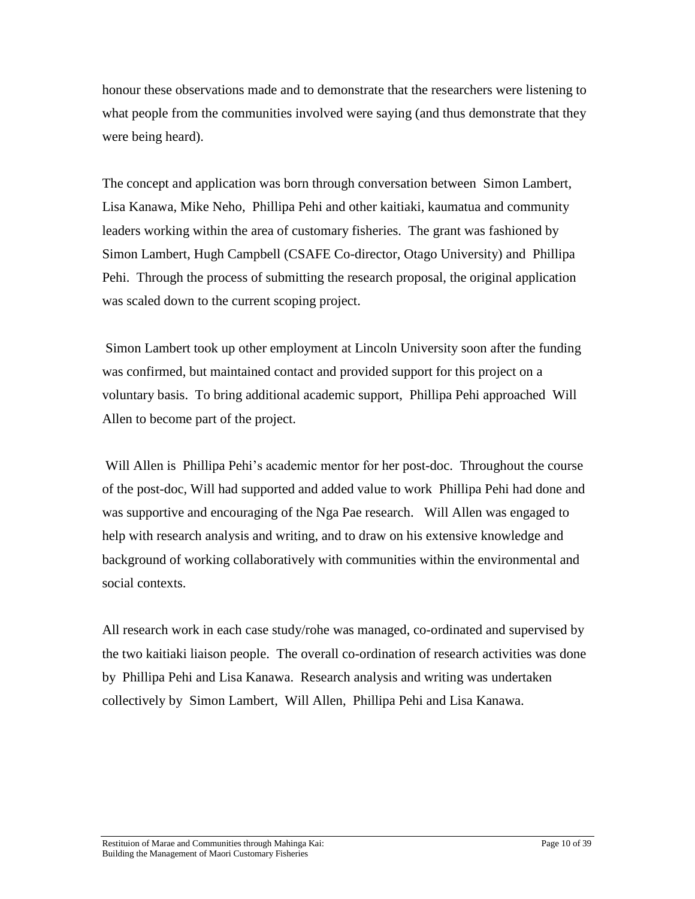honour these observations made and to demonstrate that the researchers were listening to what people from the communities involved were saying (and thus demonstrate that they were being heard).

The concept and application was born through conversation between Simon Lambert, Lisa Kanawa, Mike Neho, Phillipa Pehi and other kaitiaki, kaumatua and community leaders working within the area of customary fisheries. The grant was fashioned by Simon Lambert, Hugh Campbell (CSAFE Co-director, Otago University) and Phillipa Pehi. Through the process of submitting the research proposal, the original application was scaled down to the current scoping project.

Simon Lambert took up other employment at Lincoln University soon after the funding was confirmed, but maintained contact and provided support for this project on a voluntary basis. To bring additional academic support, Phillipa Pehi approached Will Allen to become part of the project.

Will Allen is Phillipa Pehi's academic mentor for her post-doc. Throughout the course of the post-doc, Will had supported and added value to work Phillipa Pehi had done and was supportive and encouraging of the Nga Pae research. Will Allen was engaged to help with research analysis and writing, and to draw on his extensive knowledge and background of working collaboratively with communities within the environmental and social contexts.

All research work in each case study/rohe was managed, co-ordinated and supervised by the two kaitiaki liaison people. The overall co-ordination of research activities was done by Phillipa Pehi and Lisa Kanawa. Research analysis and writing was undertaken collectively by Simon Lambert, Will Allen, Phillipa Pehi and Lisa Kanawa.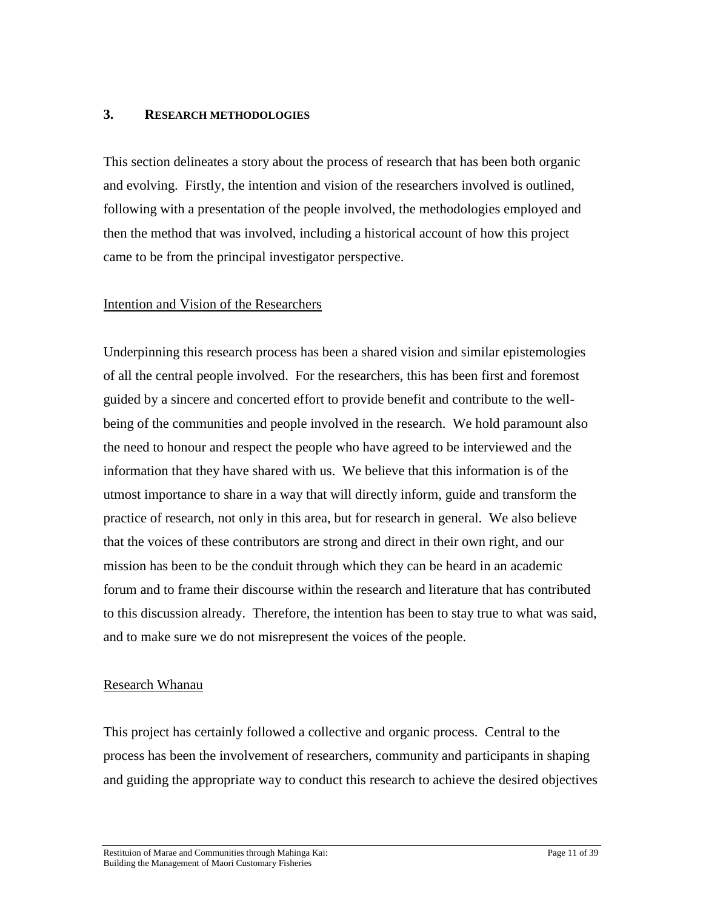## 3. Research Methodologies

This section delineates a story about the process of research that has been both organic and evolving. Firstly, the intention and vision of the researchers involved is outlined, following with a presentation of the people involved, the methodologies employed and then the method that was involved, including a historical account of how this project came to be from the principal investigator perspective.

### Intention and Vision of the Researchers

Underpinning this research process has been a shared vision and similar epistemologies of all the central people involved. For the researchers, this has been first and foremost guided by a sincere and concerted effort to provide benefit and contribute to the well-being of the communities and people involved in the research. We hold paramount also the need to honour and respect the people who have agreed to be interviewed and the information that they have shared with us. We believe that this information is of the utmost importance to share in a way that will directly inform, guide and transform the practice of research, not only in this area, but for research in general. We also believe that the voices of these contributors are strong and direct in their own right, and our mission has been to be the conduit through which they can be heard in an academic forum and to frame their discourse within the research and literature that has contributed to this discussion already. Therefore, the intention has been to stay true to what was said, and to make sure we do not misrepresent the voices of the people.

### Research Whanau

This project has certainly followed a collective and organic process. Central to the process has been the involvement of researchers, community and participants in shaping and guiding the appropriate way to conduct this research to achieve the desired objectives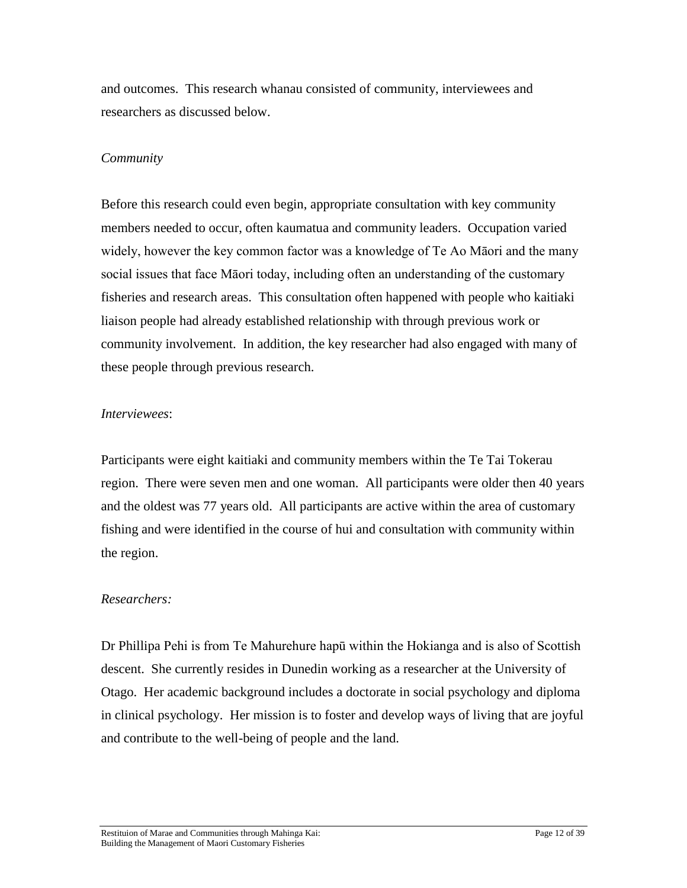and outcomes. This research whanau consisted of community, interviewees and researchers as discussed below.

*Community*

Before this research could even begin, appropriate consultation with key community members needed to occur, often kaumatua and community leaders. Occupation varied widely, however the key common factor was a knowledge of Te Ao Māori and the many social issues that face Māori today, including often an understanding of the customary fisheries and research areas. This consultation often happened with people who kaitiaki liaison people had already established relationship with through previous work or community involvement. In addition, the key researcher had also engaged with many of these people through previous research.

*Interviewees*:

Participants were eight kaitiaki and community members within the Te Tai Tokerau region. There were seven men and one woman. All participants were older then 40 years and the oldest was 77 years old. All participants are active within the area of customary fishing and were identified in the course of hui and consultation with community within the region.

*Researchers:*

Dr Phillipa Pehi is from Te Mahurehure hapū within the Hokianga and is also of Scottish descent. She currently resides in Dunedin working as a researcher at the University of Otago. Her academic background includes a doctorate in social psychology and diploma in clinical psychology. Her mission is to foster and develop ways of living that are joyful and contribute to the well-being of people and the land.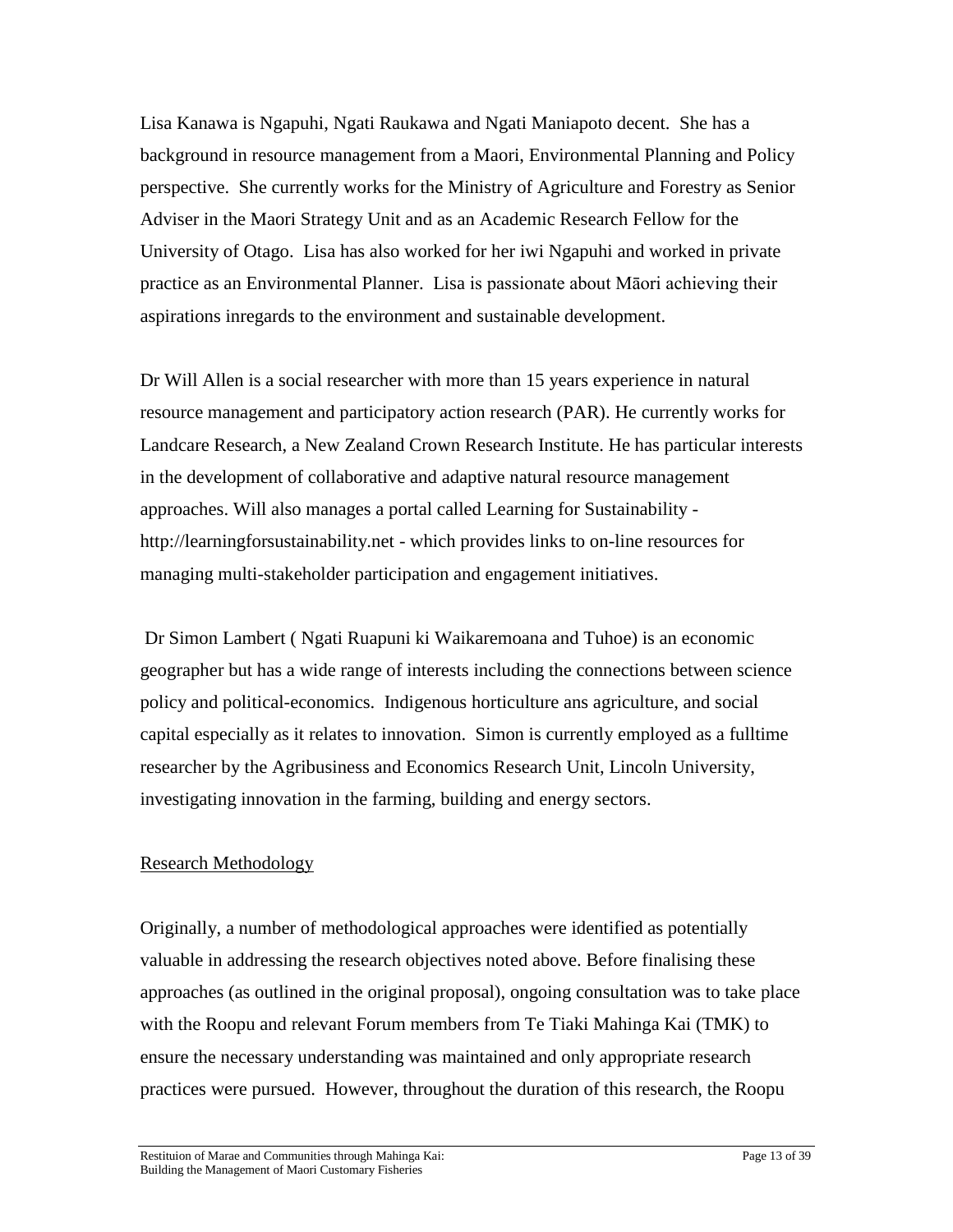Lisa Kanawa is Ngapuhi, Ngati Raukawa and Ngati Maniapoto decent. She has a background in resource management from a Maori, Environmental Planning and Policy perspective. She currently works for the Ministry of Agriculture and Forestry as Senior Adviser in the Maori Strategy Unit and as an Academic Research Fellow for the University of Otago. Lisa has also worked for her iwi Ngapuhi and worked in private practice as an Environmental Planner. Lisa is passionate about Māori achieving their aspirations inregards to the environment and sustainable development.

Dr Will Allen is a social researcher with more than 15 years experience in natural resource management and participatory action research (PAR). He currently works for Landcare Research, a New Zealand Crown Research Institute. He has particular interests in the development of collaborative and adaptive natural resource management approaches. Will also manages a portal called Learning for Sustainability - http://learningforsustainability.net - which provides links to on-line resources for managing multi-stakeholder participation and engagement initiatives.

Dr Simon Lambert ( Ngati Ruapuni ki Waikaremoana and Tuhoe) is an economic geographer but has a wide range of interests including the connections between science policy and political-economics. Indigenous horticulture ans agriculture, and social capital especially as it relates to innovation. Simon is currently employed as a fulltime researcher by the Agribusiness and Economics Research Unit, Lincoln University, investigating innovation in the farming, building and energy sectors.

## Research Methodology

Originally, a number of methodological approaches were identified as potentially valuable in addressing the research objectives noted above. Before finalising these approaches (as outlined in the original proposal), ongoing consultation was to take place with the Roopu and relevant Forum members from Te Tiaki Mahinga Kai (TMK) to ensure the necessary understanding was maintained and only appropriate research practices were pursued. However, throughout the duration of this research, the Roopu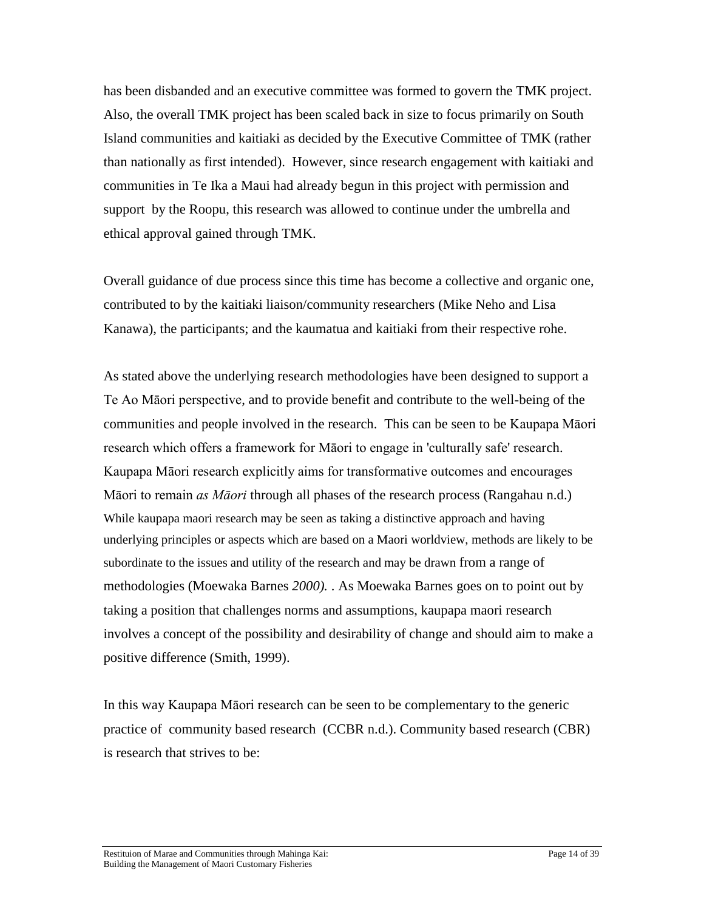has been disbanded and an executive committee was formed to govern the TMK project. Also, the overall TMK project has been scaled back in size to focus primarily on South Island communities and kaitiaki as decided by the Executive Committee of TMK (rather than nationally as first intended). However, since research engagement with kaitiaki and communities in Te Ika a Maui had already begun in this project with permission and support by the Roopu, this research was allowed to continue under the umbrella and ethical approval gained through TMK.

Overall guidance of due process since this time has become a collective and organic one, contributed to by the kaitiaki liaison/community researchers (Mike Neho and Lisa Kanawa), the participants; and the kaumatua and kaitiaki from their respective rohe.

As stated above the underlying research methodologies have been designed to support a Te Ao Māori perspective, and to provide benefit and contribute to the well-being of the communities and people involved in the research. This can be seen to be Kaupapa Māori research which offers a framework for Māori to engage in 'culturally safe' research. Kaupapa Māori research explicitly aims for transformative outcomes and encourages Māori to remain *as Māori* through all phases of the research process (Rangahau n.d.) While kaupapa maori research may be seen as taking a distinctive approach and having underlying principles or aspects which are based on a Maori worldview, methods are likely to be subordinate to the issues and utility of the research and may be drawn from a range of methodologies (Moewaka Barnes *2000).* . As Moewaka Barnes goes on to point out by taking a position that challenges norms and assumptions, kaupapa maori research involves a concept of the possibility and desirability of change and should aim to make a positive difference (Smith, 1999).

In this way Kaupapa Māori research can be seen to be complementary to the generic practice of community based research (CCBR n.d.). Community based research (CBR) is research that strives to be: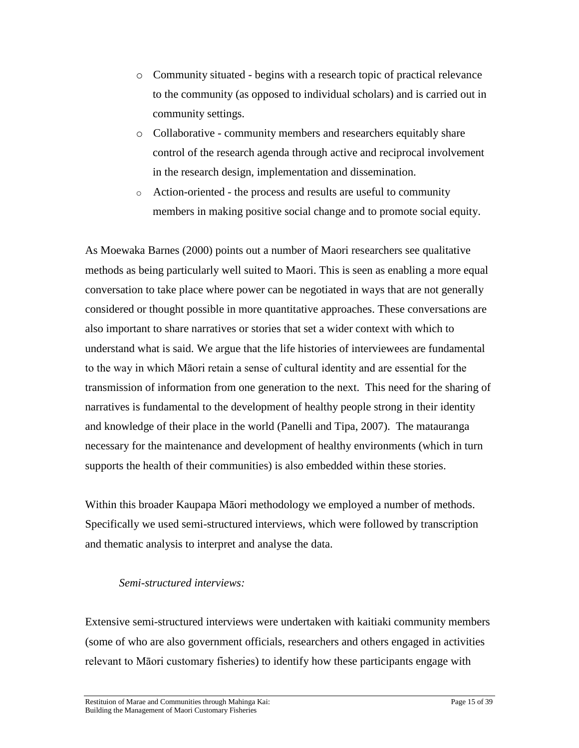- Community situated - begins with a research topic of practical relevance to the community (as opposed to individual scholars) and is carried out in community settings.
- Collaborative - community members and researchers equitably share control of the research agenda through active and reciprocal involvement in the research design, implementation and dissemination.
- Action-oriented - the process and results are useful to community members in making positive social change and to promote social equity.

As Moewaka Barnes (2000) points out a number of Maori researchers see qualitative methods as being particularly well suited to Maori. This is seen as enabling a more equal conversation to take place where power can be negotiated in ways that are not generally considered or thought possible in more quantitative approaches. These conversations are also important to share narratives or stories that set a wider context with which to understand what is said. We argue that the life histories of interviewees are fundamental to the way in which Māori retain a sense of cultural identity and are essential for the transmission of information from one generation to the next. This need for the sharing of narratives is fundamental to the development of healthy people strong in their identity and knowledge of their place in the world (Panelli and Tipa, 2007). The matauranga necessary for the maintenance and development of healthy environments (which in turn supports the health of their communities) is also embedded within these stories.

Within this broader Kaupapa Māori methodology we employed a number of methods. Specifically we used semi-structured interviews, which were followed by transcription and thematic analysis to interpret and analyse the data.

*Semi-structured interviews:*

Extensive semi-structured interviews were undertaken with kaitiaki community members (some of who are also government officials, researchers and others engaged in activities relevant to Māori customary fisheries) to identify how these participants engage with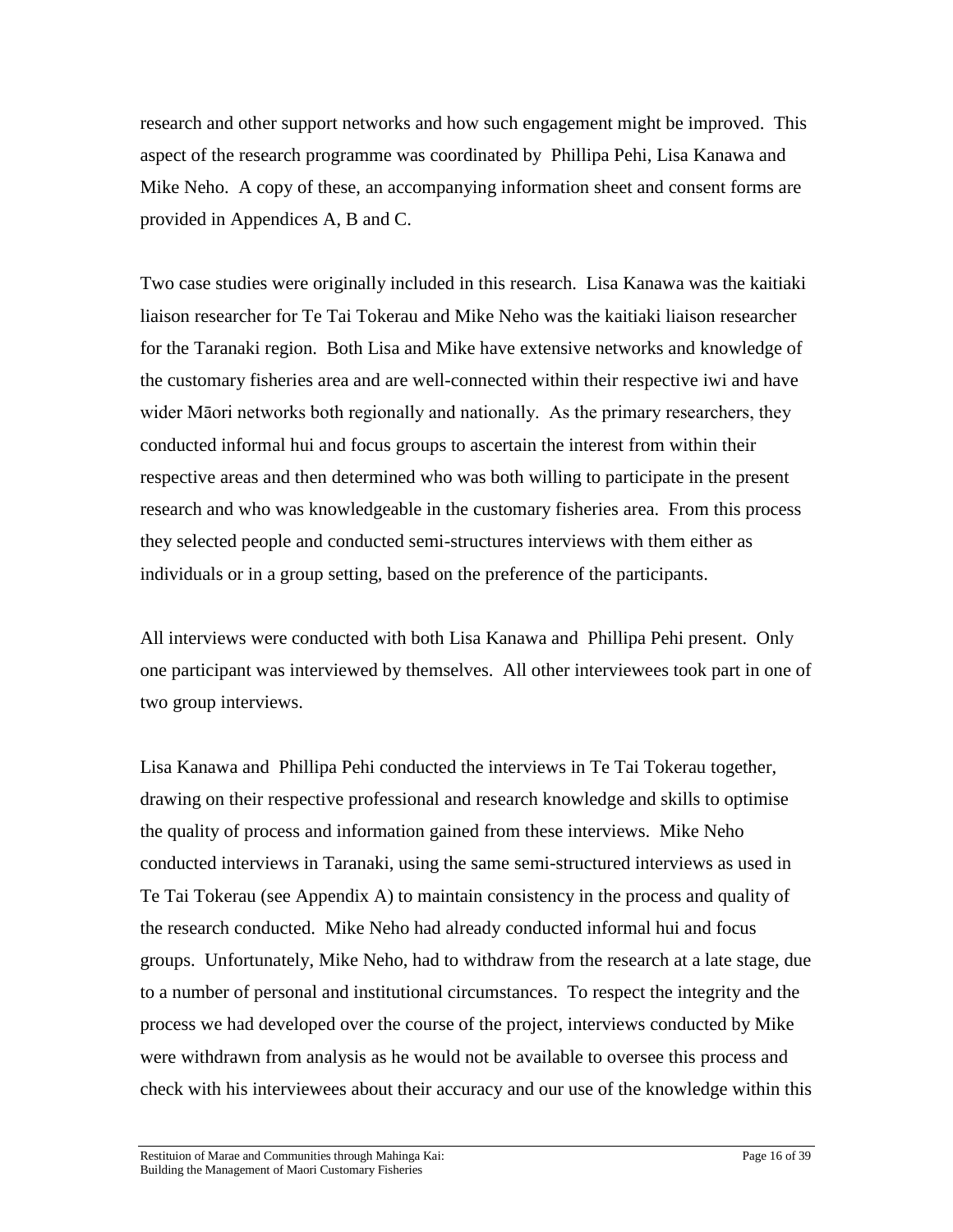research and other support networks and how such engagement might be improved. This aspect of the research programme was coordinated by Phillipa Pehi, Lisa Kanawa and Mike Neho. A copy of these, an accompanying information sheet and consent forms are provided in Appendices A, B and C.

Two case studies were originally included in this research. Lisa Kanawa was the kaitiaki liaison researcher for Te Tai Tokerau and Mike Neho was the kaitiaki liaison researcher for the Taranaki region. Both Lisa and Mike have extensive networks and knowledge of the customary fisheries area and are well-connected within their respective iwi and have wider Māori networks both regionally and nationally. As the primary researchers, they conducted informal hui and focus groups to ascertain the interest from within their respective areas and then determined who was both willing to participate in the present research and who was knowledgeable in the customary fisheries area. From this process they selected people and conducted semi-structures interviews with them either as individuals or in a group setting, based on the preference of the participants.

All interviews were conducted with both Lisa Kanawa and Phillipa Pehi present. Only one participant was interviewed by themselves. All other interviewees took part in one of two group interviews.

Lisa Kanawa and Phillipa Pehi conducted the interviews in Te Tai Tokerau together, drawing on their respective professional and research knowledge and skills to optimise the quality of process and information gained from these interviews. Mike Neho conducted interviews in Taranaki, using the same semi-structured interviews as used in Te Tai Tokerau (see Appendix A) to maintain consistency in the process and quality of the research conducted. Mike Neho had already conducted informal hui and focus groups. Unfortunately, Mike Neho, had to withdraw from the research at a late stage, due to a number of personal and institutional circumstances. To respect the integrity and the process we had developed over the course of the project, interviews conducted by Mike were withdrawn from analysis as he would not be available to oversee this process and check with his interviewees about their accuracy and our use of the knowledge within this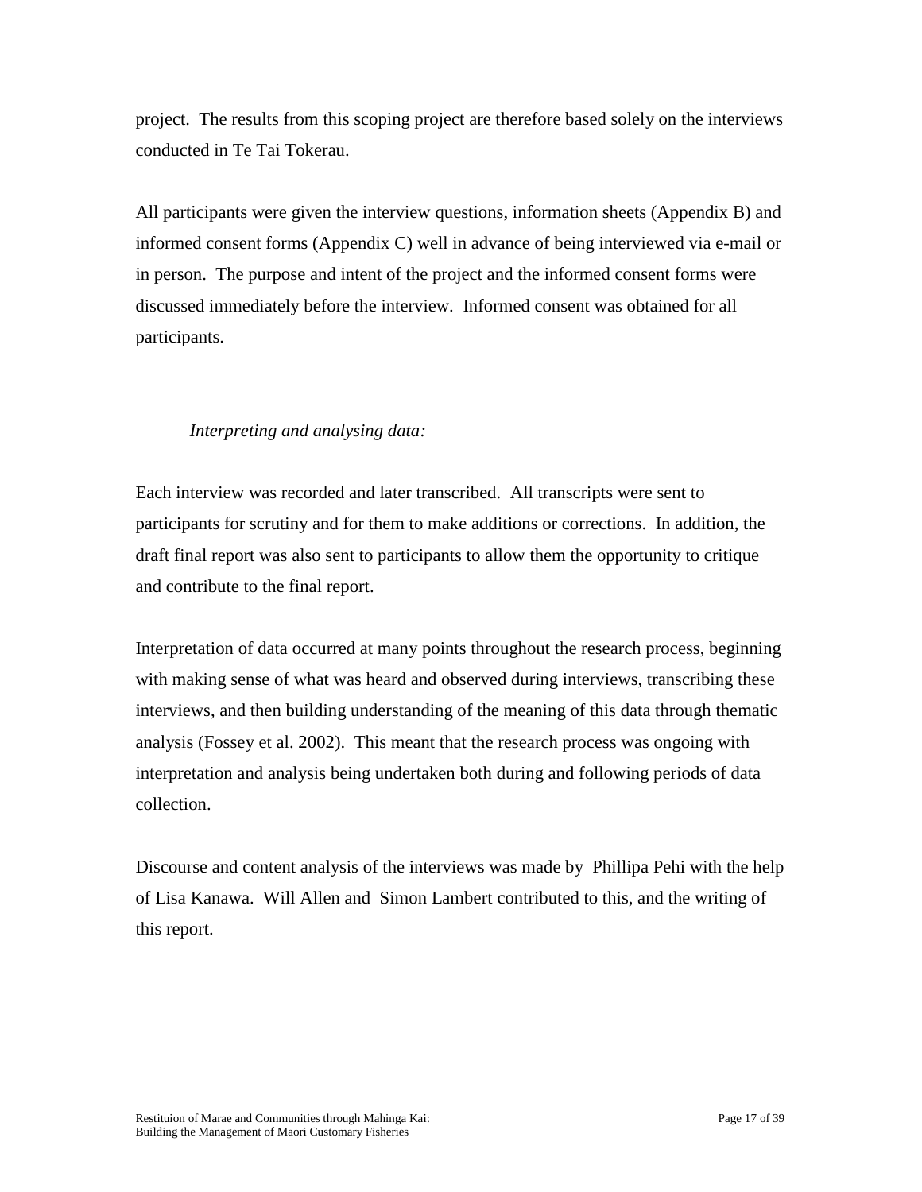project. The results from this scoping project are therefore based solely on the interviews conducted in Te Tai Tokerau.

All participants were given the interview questions, information sheets (Appendix B) and informed consent forms (Appendix C) well in advance of being interviewed via e-mail or in person. The purpose and intent of the project and the informed consent forms were discussed immediately before the interview. Informed consent was obtained for all participants.

*Interpreting and analysing data:*

Each interview was recorded and later transcribed. All transcripts were sent to participants for scrutiny and for them to make additions or corrections. In addition, the draft final report was also sent to participants to allow them the opportunity to critique and contribute to the final report.

Interpretation of data occurred at many points throughout the research process, beginning with making sense of what was heard and observed during interviews, transcribing these interviews, and then building understanding of the meaning of this data through thematic analysis (Fossey et al. 2002). This meant that the research process was ongoing with interpretation and analysis being undertaken both during and following periods of data collection.

Discourse and content analysis of the interviews was made by Phillipa Pehi with the help of Lisa Kanawa. Will Allen and Simon Lambert contributed to this, and the writing of this report.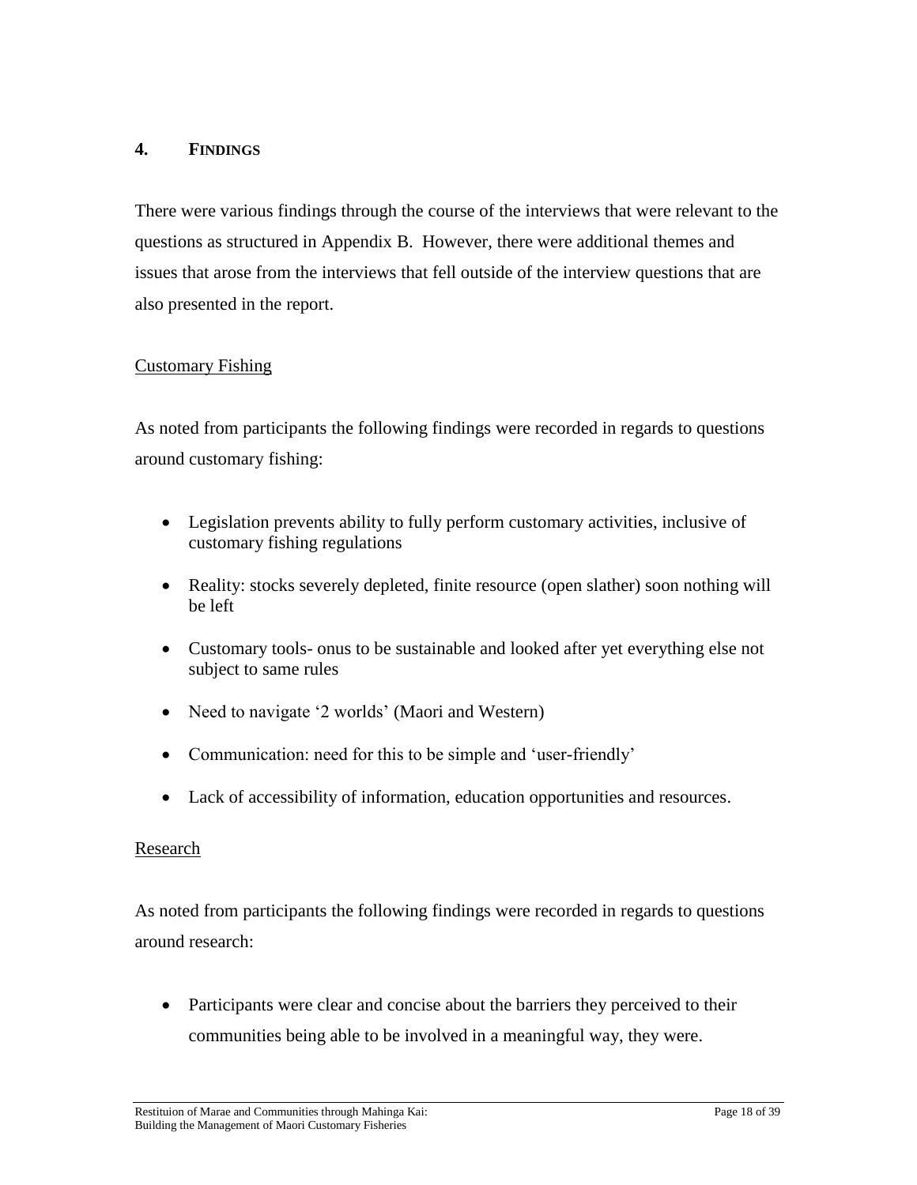## 4. FINDINGS

There were various findings through the course of the interviews that were relevant to the questions as structured in Appendix B. However, there were additional themes and issues that arose from the interviews that fell outside of the interview questions that are also presented in the report.

### Customary Fishing

As noted from participants the following findings were recorded in regards to questions around customary fishing:

- Legislation prevents ability to fully perform customary activities, inclusive of customary fishing regulations
- Reality: stocks severely depleted, finite resource (open slather) soon nothing will be left
- Customary tools- onus to be sustainable and looked after yet everything else not subject to same rules
- Need to navigate '2 worlds' (Maori and Western)
- Communication: need for this to be simple and 'user-friendly'
- Lack of accessibility of information, education opportunities and resources.

### Research

As noted from participants the following findings were recorded in regards to questions around research:

- Participants were clear and concise about the barriers they perceived to their communities being able to be involved in a meaningful way, they were.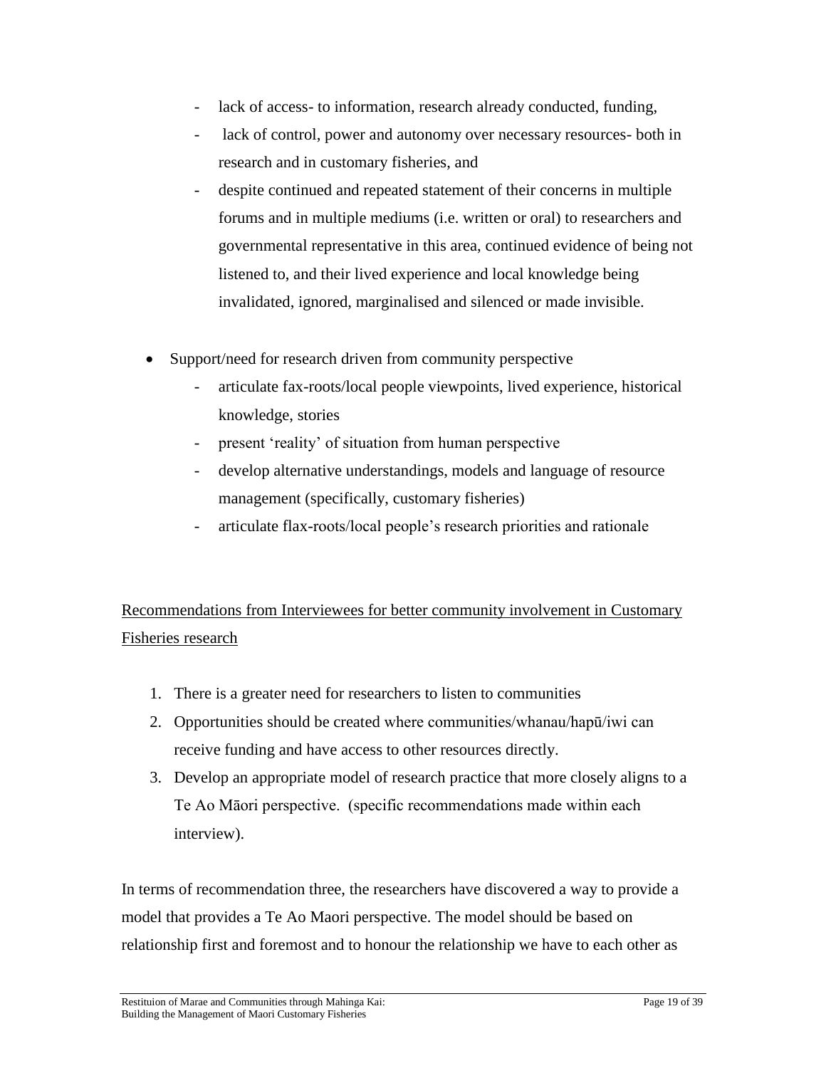- lack of access- to information, research already conducted, funding,
- lack of control, power and autonomy over necessary resources- both in research and in customary fisheries, and
- despite continued and repeated statement of their concerns in multiple forums and in multiple mediums (i.e. written or oral) to researchers and governmental representative in this area, continued evidence of being not listened to, and their lived experience and local knowledge being invalidated, ignored, marginalised and silenced or made invisible.

- Support/need for research driven from community perspective
  - articulate fax-roots/local people viewpoints, lived experience, historical knowledge, stories
  - present 'reality' of situation from human perspective
  - develop alternative understandings, models and language of resource management (specifically, customary fisheries)
  - articulate flax-roots/local people's research priorities and rationale

<u>Recommendations from Interviewees for better community involvement in Customary Fisheries research</u>

1. There is a greater need for researchers to listen to communities
2. Opportunities should be created where communities/whanau/hapū/iwi can receive funding and have access to other resources directly.
3. Develop an appropriate model of research practice that more closely aligns to a Te Ao Māori perspective. (specific recommendations made within each interview).

In terms of recommendation three, the researchers have discovered a way to provide a model that provides a Te Ao Maori perspective. The model should be based on relationship first and foremost and to honour the relationship we have to each other as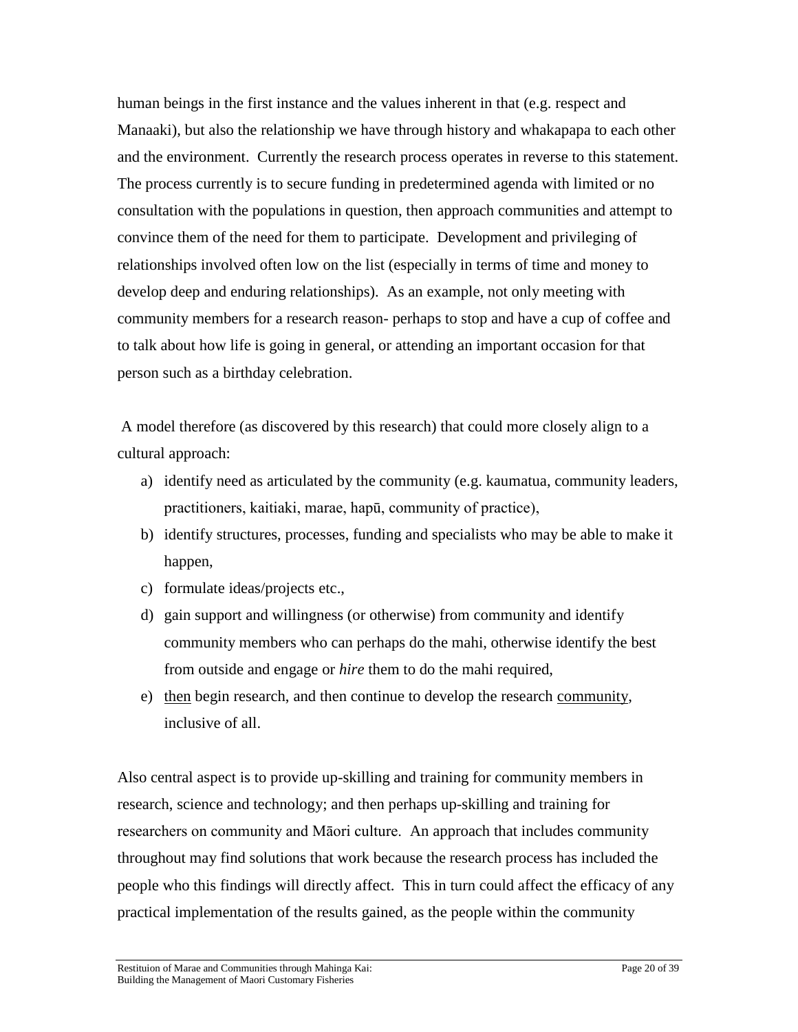human beings in the first instance and the values inherent in that (e.g. respect and Manaaki), but also the relationship we have through history and whakapapa to each other and the environment. Currently the research process operates in reverse to this statement. The process currently is to secure funding in predetermined agenda with limited or no consultation with the populations in question, then approach communities and attempt to convince them of the need for them to participate. Development and privileging of relationships involved often low on the list (especially in terms of time and money to develop deep and enduring relationships). As an example, not only meeting with community members for a research reason- perhaps to stop and have a cup of coffee and to talk about how life is going in general, or attending an important occasion for that person such as a birthday celebration.

A model therefore (as discovered by this research) that could more closely align to a cultural approach:

a) identify need as articulated by the community (e.g. kaumatua, community leaders, practitioners, kaitiaki, marae, hapū, community of practice),
b) identify structures, processes, funding and specialists who may be able to make it happen,
c) formulate ideas/projects etc.,
d) gain support and willingness (or otherwise) from community and identify community members who can perhaps do the mahi, otherwise identify the best from outside and engage or *hire* them to do the mahi required,
e) <u>then</u> begin research, and then continue to develop the research <u>community</u>, inclusive of all.

Also central aspect is to provide up-skilling and training for community members in research, science and technology; and then perhaps up-skilling and training for researchers on community and Māori culture. An approach that includes community throughout may find solutions that work because the research process has included the people who this findings will directly affect. This in turn could affect the efficacy of any practical implementation of the results gained, as the people within the community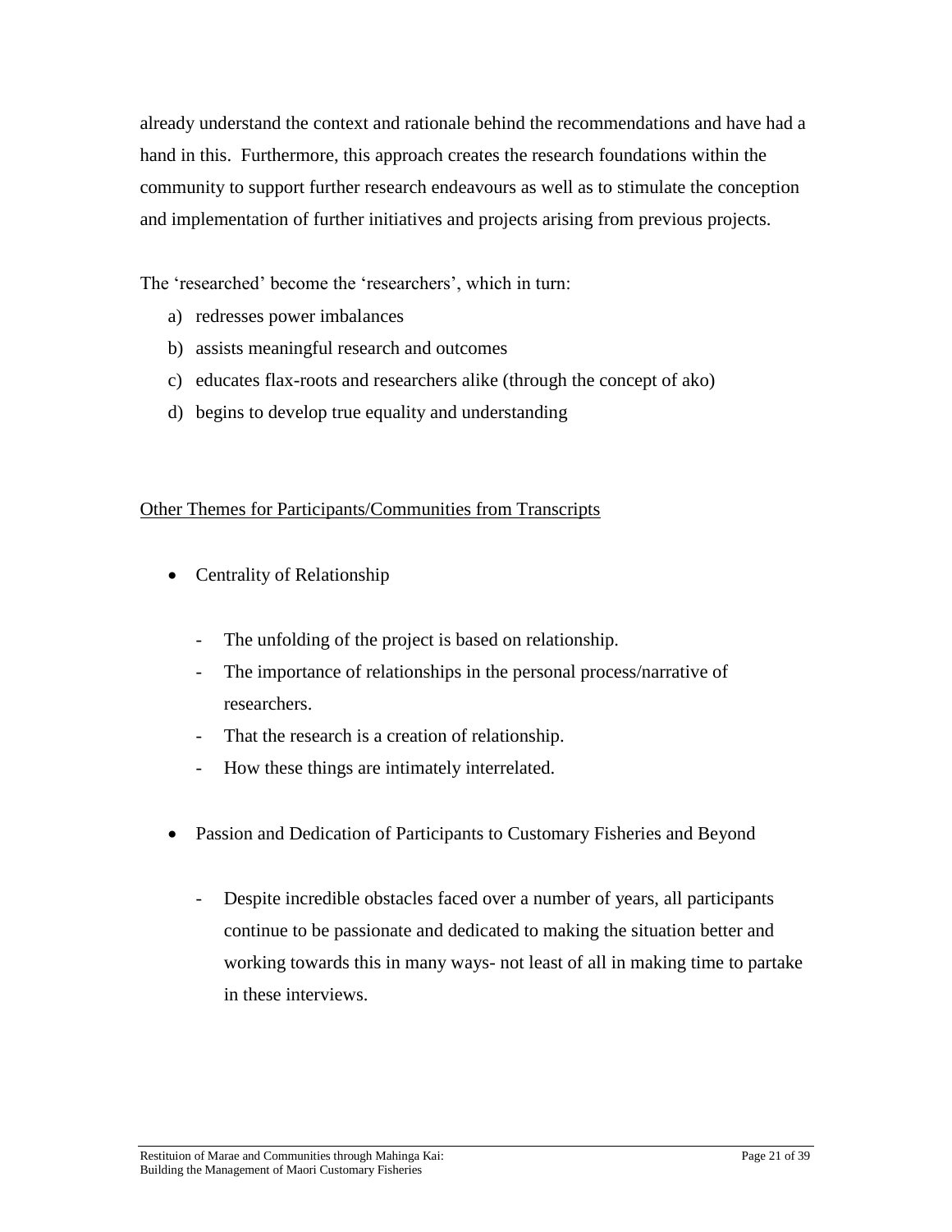already understand the context and rationale behind the recommendations and have had a hand in this. Furthermore, this approach creates the research foundations within the community to support further research endeavours as well as to stimulate the conception and implementation of further initiatives and projects arising from previous projects.

The 'researched' become the 'researchers', which in turn:

a) redresses power imbalances
b) assists meaningful research and outcomes
c) educates flax-roots and researchers alike (through the concept of ako)
d) begins to develop true equality and understanding

<u>Other Themes for Participants/Communities from Transcripts</u>

- Centrality of Relationship

  - The unfolding of the project is based on relationship.
  - The importance of relationships in the personal process/narrative of researchers.
  - That the research is a creation of relationship.
  - How these things are intimately interrelated.

- Passion and Dedication of Participants to Customary Fisheries and Beyond

  - Despite incredible obstacles faced over a number of years, all participants continue to be passionate and dedicated to making the situation better and working towards this in many ways- not least of all in making time to partake in these interviews.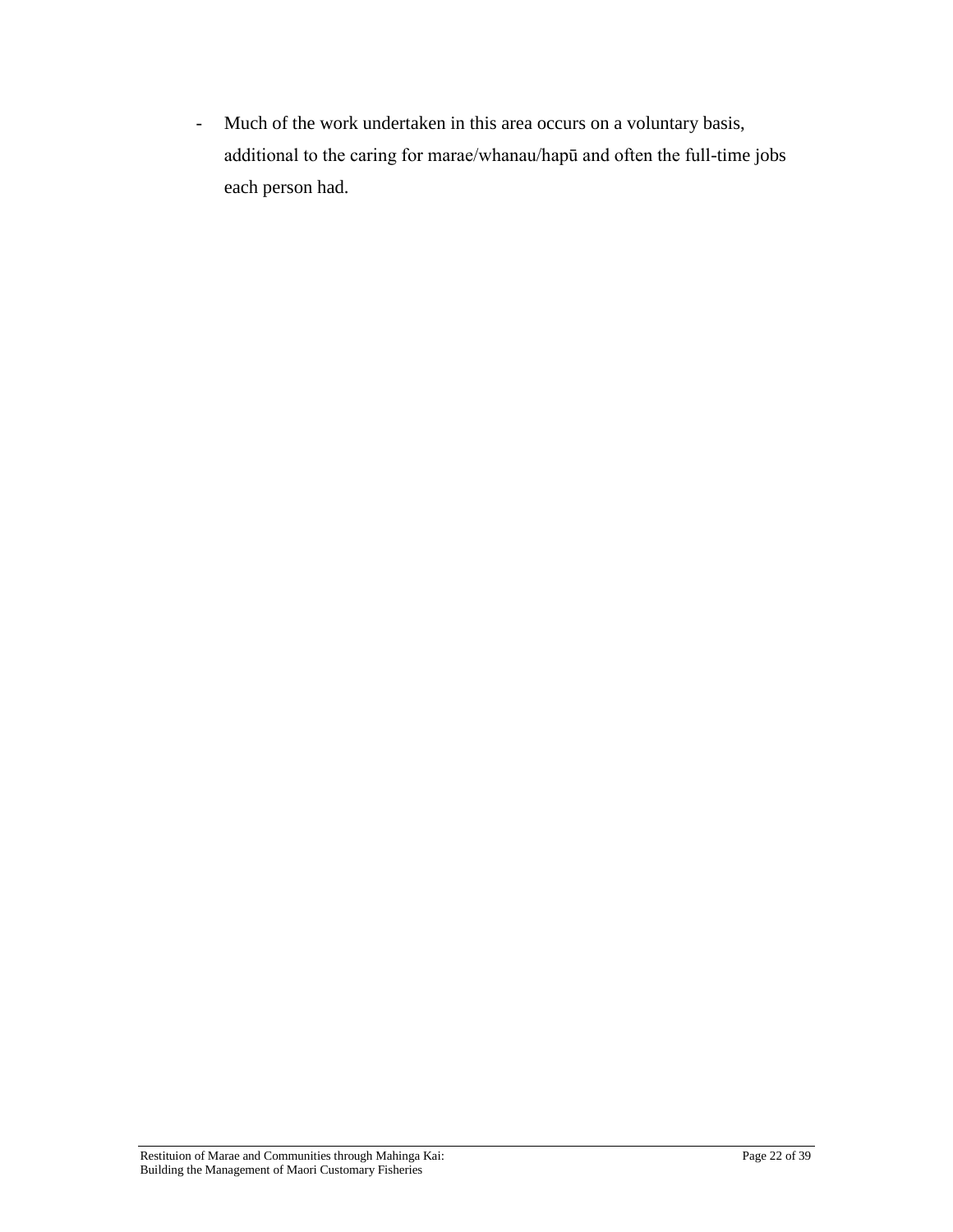- Much of the work undertaken in this area occurs on a voluntary basis, additional to the caring for marae/whanau/hapū and often the full-time jobs each person had.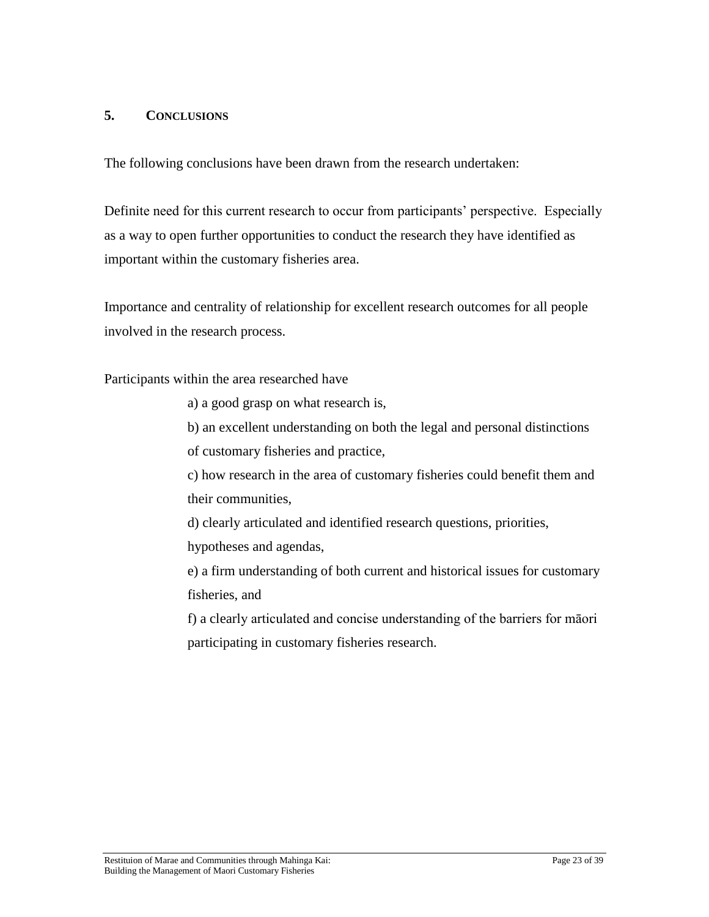## 5. Conclusions

The following conclusions have been drawn from the research undertaken:

Definite need for this current research to occur from participants' perspective. Especially as a way to open further opportunities to conduct the research they have identified as important within the customary fisheries area.

Importance and centrality of relationship for excellent research outcomes for all people involved in the research process.

Participants within the area researched have

a) a good grasp on what research is,

b) an excellent understanding on both the legal and personal distinctions of customary fisheries and practice,

c) how research in the area of customary fisheries could benefit them and their communities,

d) clearly articulated and identified research questions, priorities, hypotheses and agendas,

e) a firm understanding of both current and historical issues for customary fisheries, and

f) a clearly articulated and concise understanding of the barriers for māori participating in customary fisheries research.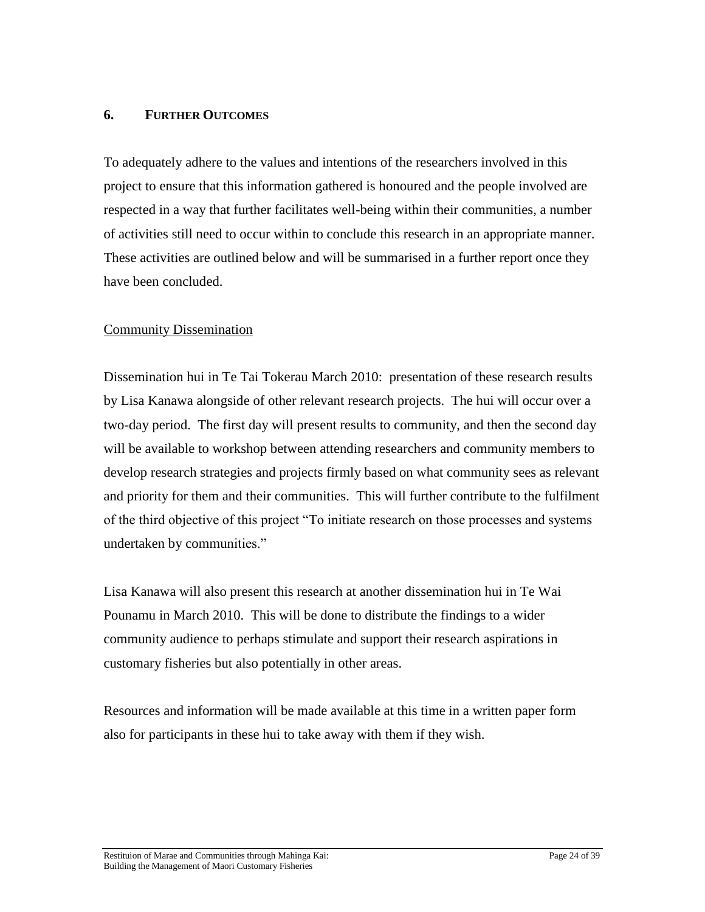## 6. FURTHER OUTCOMES

To adequately adhere to the values and intentions of the researchers involved in this project to ensure that this information gathered is honoured and the people involved are respected in a way that further facilitates well-being within their communities, a number of activities still need to occur within to conclude this research in an appropriate manner. These activities are outlined below and will be summarised in a further report once they have been concluded.

### Community Dissemination

Dissemination hui in Te Tai Tokerau March 2010: presentation of these research results by Lisa Kanawa alongside of other relevant research projects. The hui will occur over a two-day period. The first day will present results to community, and then the second day will be available to workshop between attending researchers and community members to develop research strategies and projects firmly based on what community sees as relevant and priority for them and their communities. This will further contribute to the fulfilment of the third objective of this project "To initiate research on those processes and systems undertaken by communities."

Lisa Kanawa will also present this research at another dissemination hui in Te Wai Pounamu in March 2010. This will be done to distribute the findings to a wider community audience to perhaps stimulate and support their research aspirations in customary fisheries but also potentially in other areas.

Resources and information will be made available at this time in a written paper form also for participants in these hui to take away with them if they wish.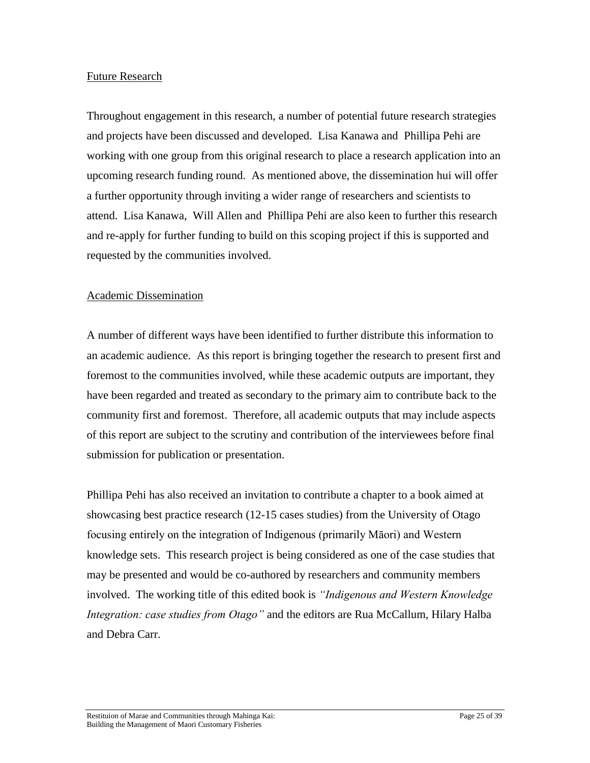Future Research

Throughout engagement in this research, a number of potential future research strategies and projects have been discussed and developed. Lisa Kanawa and Phillipa Pehi are working with one group from this original research to place a research application into an upcoming research funding round. As mentioned above, the dissemination hui will offer a further opportunity through inviting a wider range of researchers and scientists to attend. Lisa Kanawa, Will Allen and Phillipa Pehi are also keen to further this research and re-apply for further funding to build on this scoping project if this is supported and requested by the communities involved.

Academic Dissemination

A number of different ways have been identified to further distribute this information to an academic audience. As this report is bringing together the research to present first and foremost to the communities involved, while these academic outputs are important, they have been regarded and treated as secondary to the primary aim to contribute back to the community first and foremost. Therefore, all academic outputs that may include aspects of this report are subject to the scrutiny and contribution of the interviewees before final submission for publication or presentation.

Phillipa Pehi has also received an invitation to contribute a chapter to a book aimed at showcasing best practice research (12-15 cases studies) from the University of Otago focusing entirely on the integration of Indigenous (primarily Māori) and Western knowledge sets. This research project is being considered as one of the case studies that may be presented and would be co-authored by researchers and community members involved. The working title of this edited book is *"Indigenous and Western Knowledge Integration: case studies from Otago"* and the editors are Rua McCallum, Hilary Halba and Debra Carr.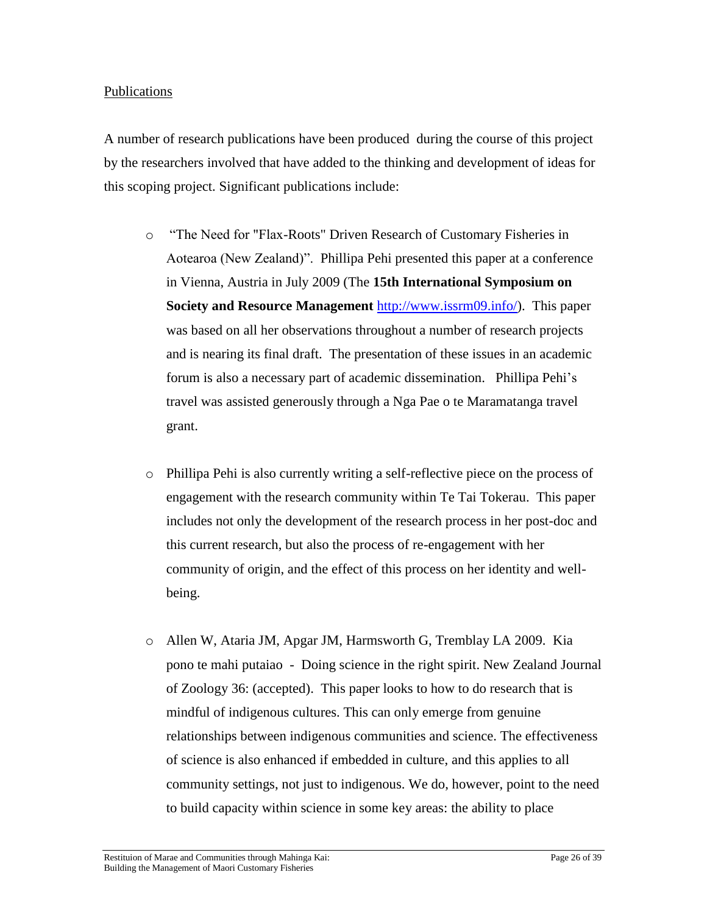Publications

A number of research publications have been produced during the course of this project by the researchers involved that have added to the thinking and development of ideas for this scoping project. Significant publications include:

- "The Need for "Flax-Roots" Driven Research of Customary Fisheries in Aotearoa (New Zealand)". Phillipa Pehi presented this paper at a conference in Vienna, Austria in July 2009 (The **15th International Symposium on Society and Resource Management** [http://www.issrm09.info/](http://www.issrm09.info/)). This paper was based on all her observations throughout a number of research projects and is nearing its final draft. The presentation of these issues in an academic forum is also a necessary part of academic dissemination. Phillipa Pehi's travel was assisted generously through a Nga Pae o te Maramatanga travel grant.

- Phillipa Pehi is also currently writing a self-reflective piece on the process of engagement with the research community within Te Tai Tokerau. This paper includes not only the development of the research process in her post-doc and this current research, but also the process of re-engagement with her community of origin, and the effect of this process on her identity and well-being.

- Allen W, Ataria JM, Apgar JM, Harmsworth G, Tremblay LA 2009. Kia pono te mahi putaiao - Doing science in the right spirit. New Zealand Journal of Zoology 36: (accepted). This paper looks to how to do research that is mindful of indigenous cultures. This can only emerge from genuine relationships between indigenous communities and science. The effectiveness of science is also enhanced if embedded in culture, and this applies to all community settings, not just to indigenous. We do, however, point to the need to build capacity within science in some key areas: the ability to place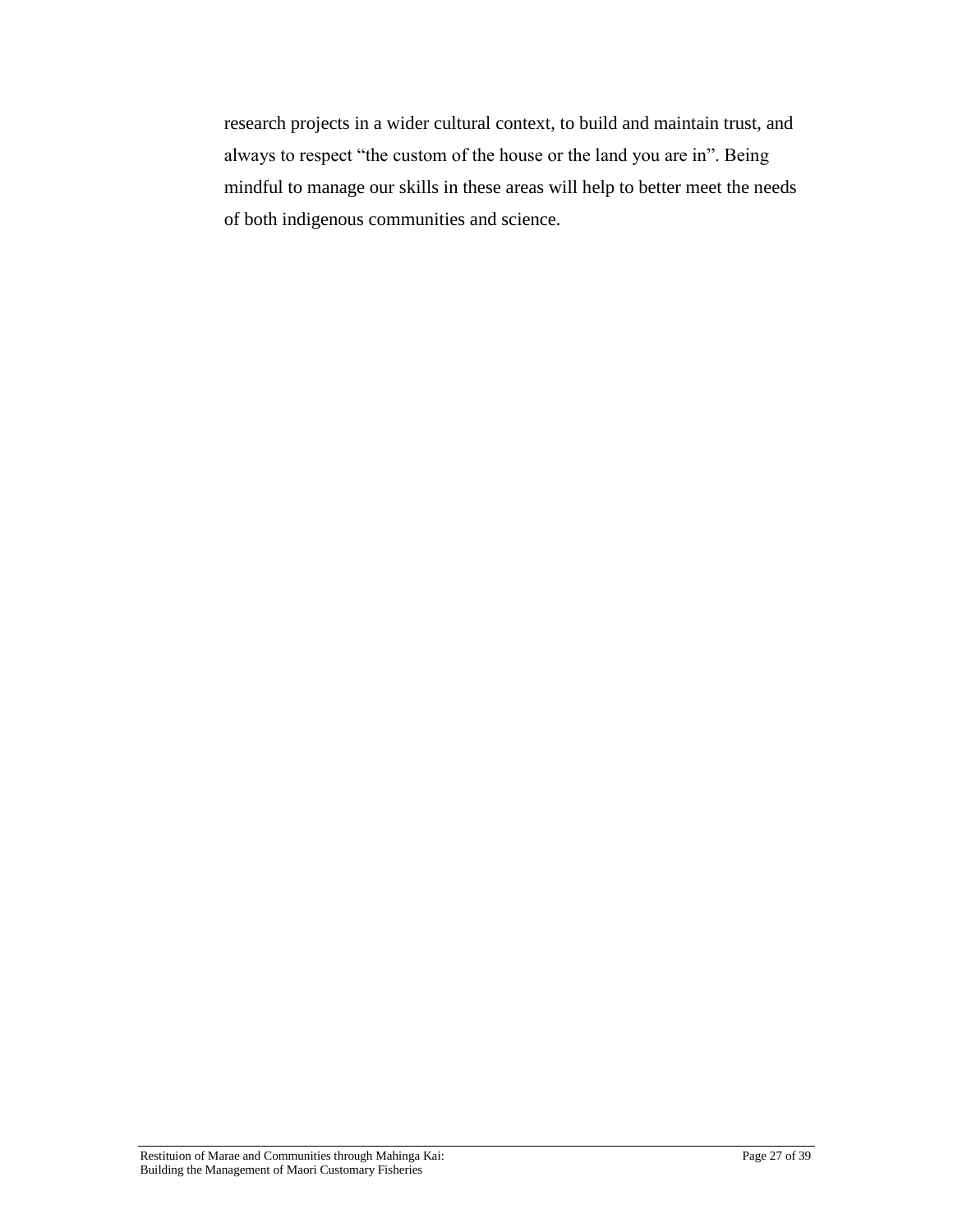research projects in a wider cultural context, to build and maintain trust, and always to respect “the custom of the house or the land you are in”. Being mindful to manage our skills in these areas will help to better meet the needs of both indigenous communities and science.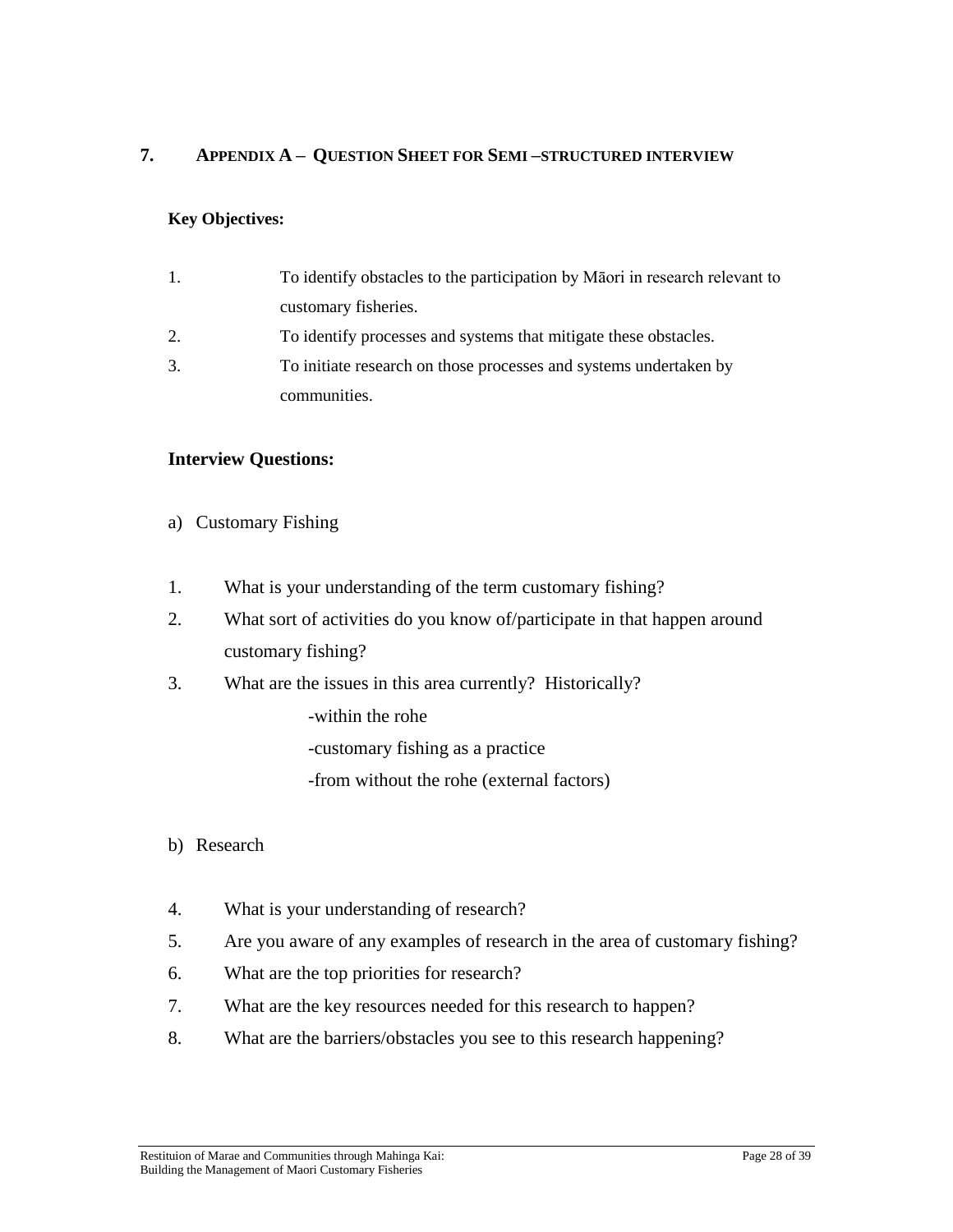## 7. Appendix A – Question Sheet for Semi –structured interview

**Key Objectives:**

1. To identify obstacles to the participation by Māori in research relevant to customary fisheries.
2. To identify processes and systems that mitigate these obstacles.
3. To initiate research on those processes and systems undertaken by communities.

**Interview Questions:**

a) Customary Fishing

1. What is your understanding of the term customary fishing?
2. What sort of activities do you know of/participate in that happen around customary fishing?
3. What are the issues in this area currently? Historically?
   - -within the rohe
   - -customary fishing as a practice
   - -from without the rohe (external factors)

b) Research

4. What is your understanding of research?
5. Are you aware of any examples of research in the area of customary fishing?
6. What are the top priorities for research?
7. What are the key resources needed for this research to happen?
8. What are the barriers/obstacles you see to this research happening?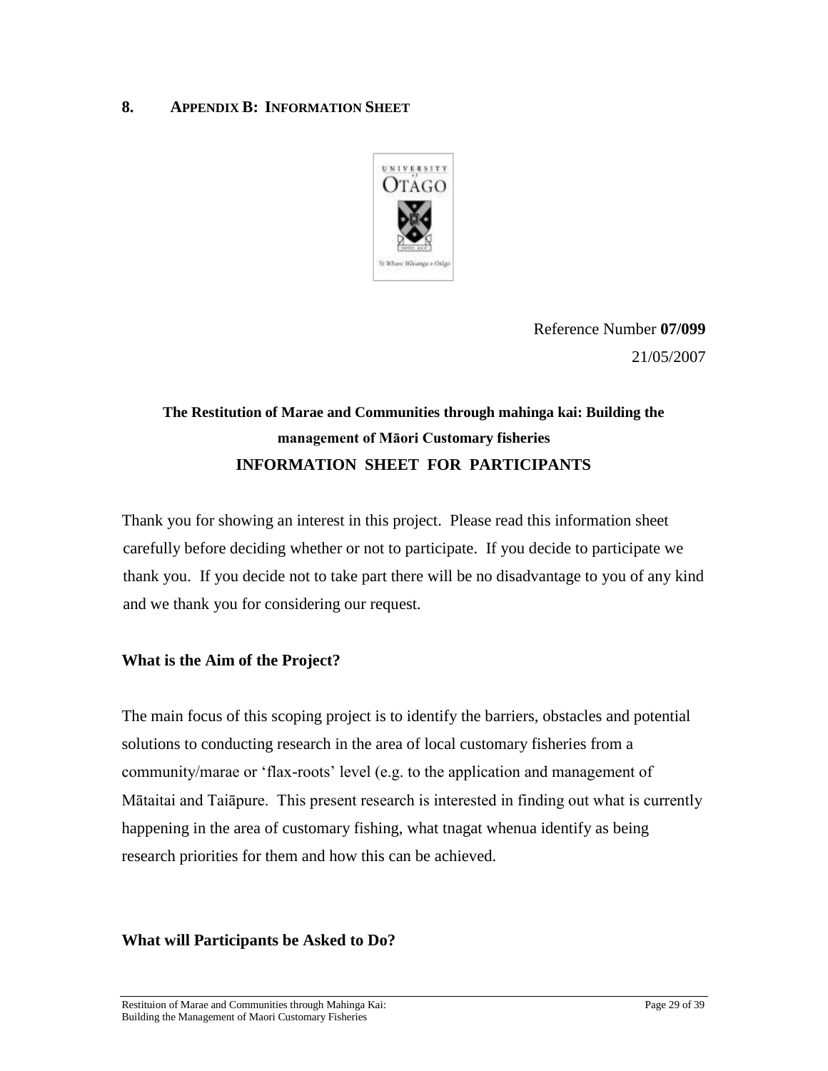## 8. Appendix B: Information Sheet

Reference Number **07/099**

21/05/2007

**The Restitution of Marae and Communities through mahinga kai: Building the management of Māori Customary fisheries**

**INFORMATION SHEET FOR PARTICIPANTS**

Thank you for showing an interest in this project. Please read this information sheet carefully before deciding whether or not to participate. If you decide to participate we thank you. If you decide not to take part there will be no disadvantage to you of any kind and we thank you for considering our request.

### What is the Aim of the Project?

The main focus of this scoping project is to identify the barriers, obstacles and potential solutions to conducting research in the area of local customary fisheries from a community/marae or 'flax-roots' level (e.g. to the application and management of Mātaitai and Taiāpure. This present research is interested in finding out what is currently happening in the area of customary fishing, what tnagat whenua identify as being research priorities for them and how this can be achieved.

### What will Participants be Asked to Do?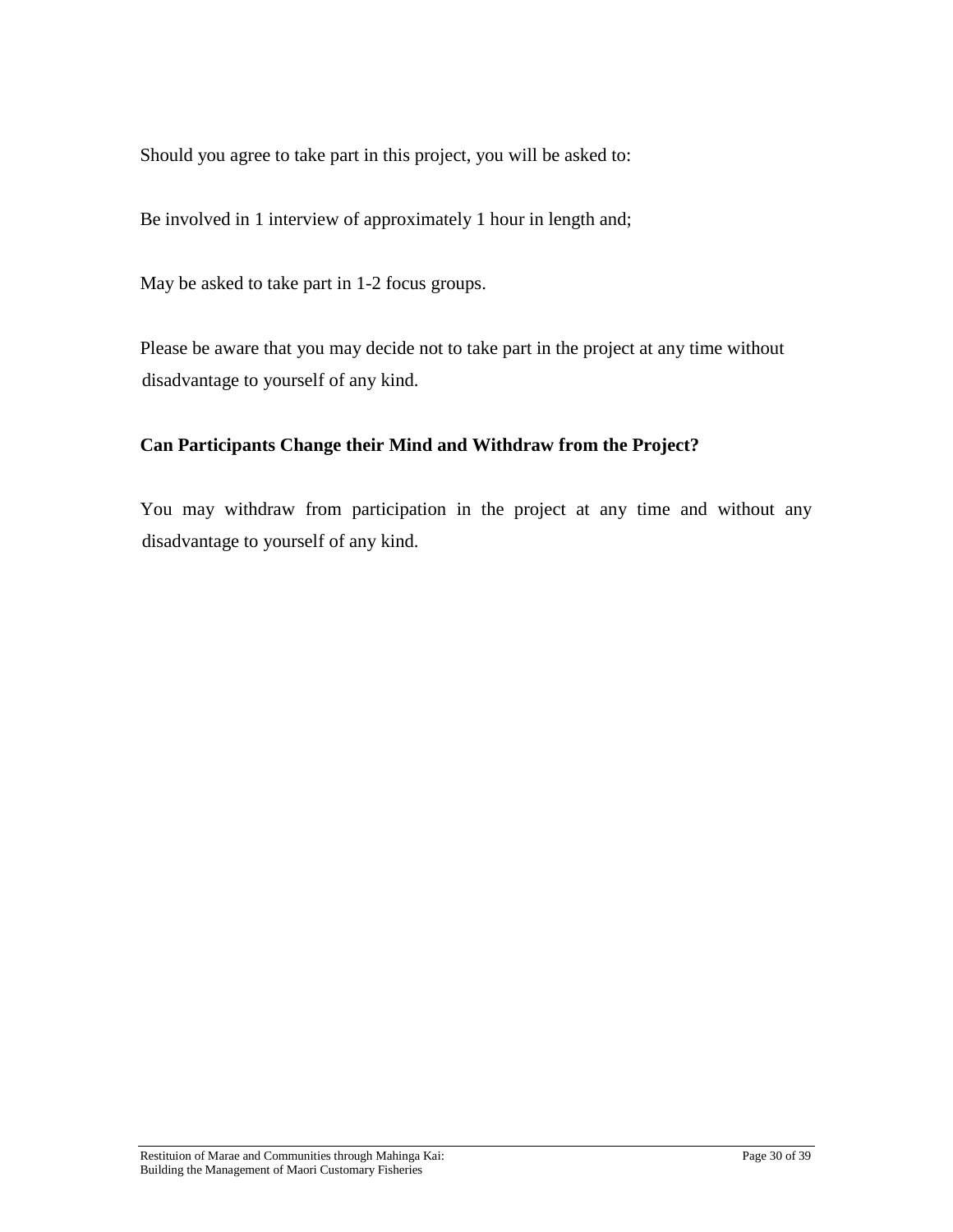Should you agree to take part in this project, you will be asked to:

Be involved in 1 interview of approximately 1 hour in length and;

May be asked to take part in 1-2 focus groups.

Please be aware that you may decide not to take part in the project at any time without disadvantage to yourself of any kind.

**Can Participants Change their Mind and Withdraw from the Project?**

You may withdraw from participation in the project at any time and without any disadvantage to yourself of any kind.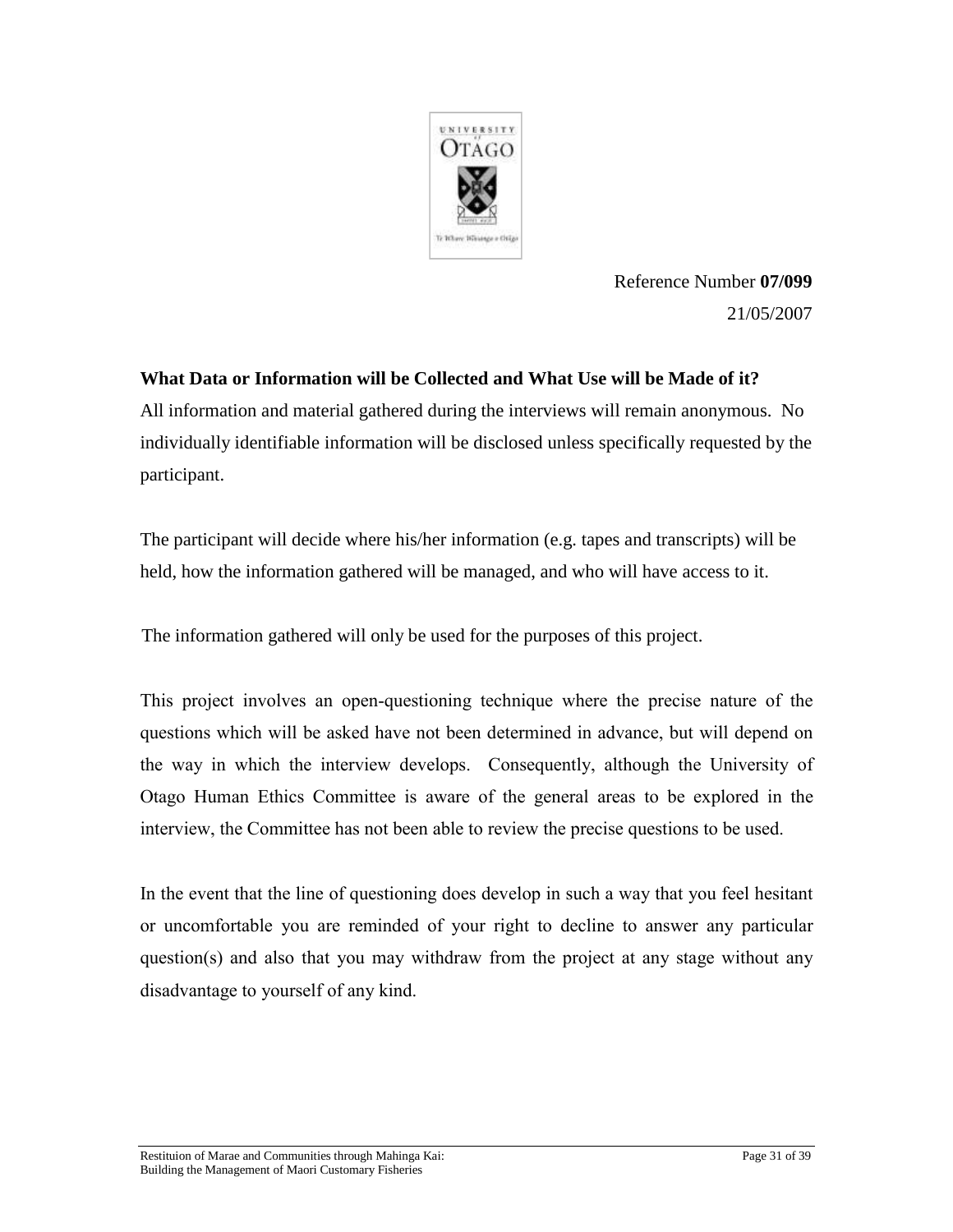Reference Number **07/099**
21/05/2007

**What Data or Information will be Collected and What Use will be Made of it?**

All information and material gathered during the interviews will remain anonymous. No individually identifiable information will be disclosed unless specifically requested by the participant.

The participant will decide where his/her information (e.g. tapes and transcripts) will be held, how the information gathered will be managed, and who will have access to it.

The information gathered will only be used for the purposes of this project.

This project involves an open-questioning technique where the precise nature of the questions which will be asked have not been determined in advance, but will depend on the way in which the interview develops. Consequently, although the University of Otago Human Ethics Committee is aware of the general areas to be explored in the interview, the Committee has not been able to review the precise questions to be used.

In the event that the line of questioning does develop in such a way that you feel hesitant or uncomfortable you are reminded of your right to decline to answer any particular question(s) and also that you may withdraw from the project at any stage without any disadvantage to yourself of any kind.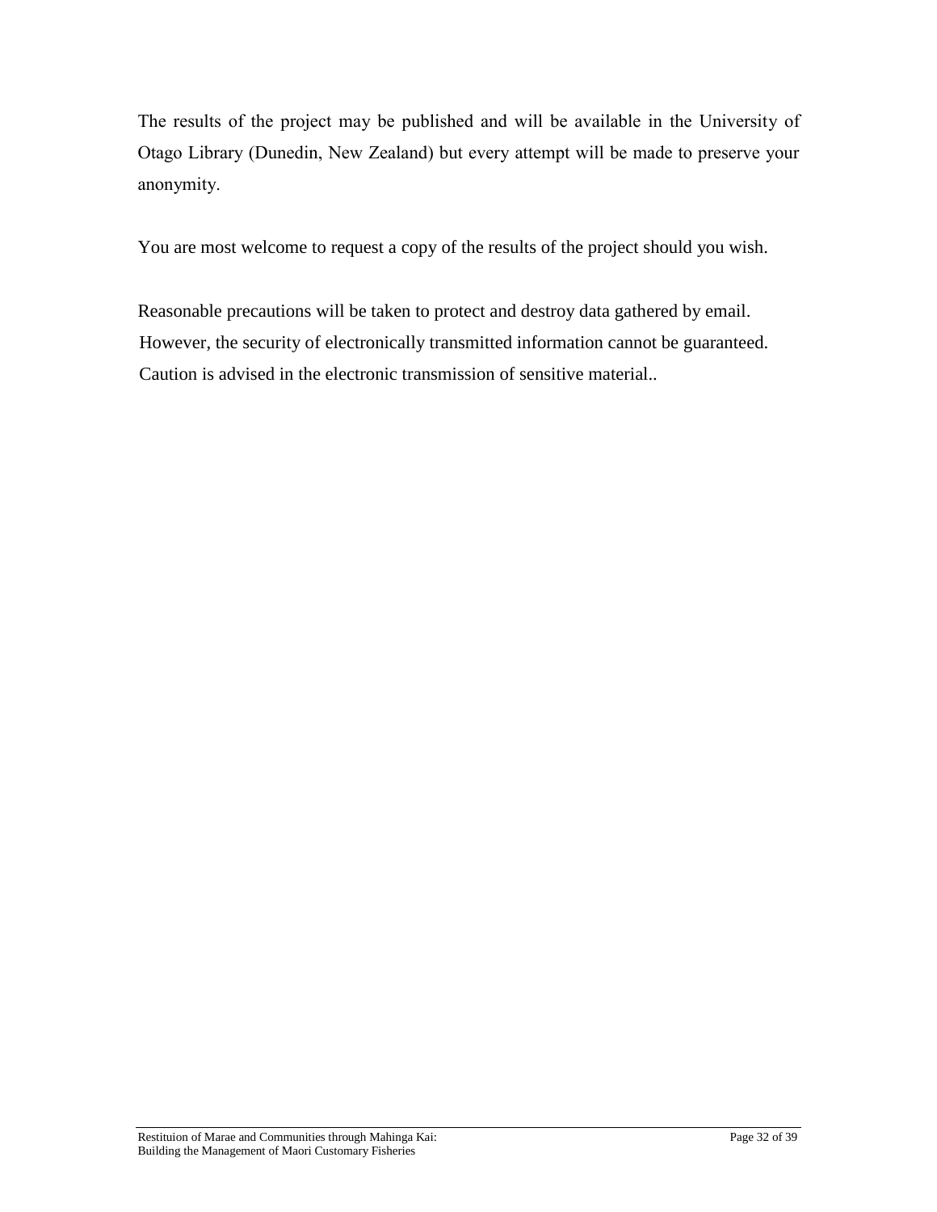The results of the project may be published and will be available in the University of Otago Library (Dunedin, New Zealand) but every attempt will be made to preserve your anonymity.

You are most welcome to request a copy of the results of the project should you wish.

Reasonable precautions will be taken to protect and destroy data gathered by email. However, the security of electronically transmitted information cannot be guaranteed. Caution is advised in the electronic transmission of sensitive material..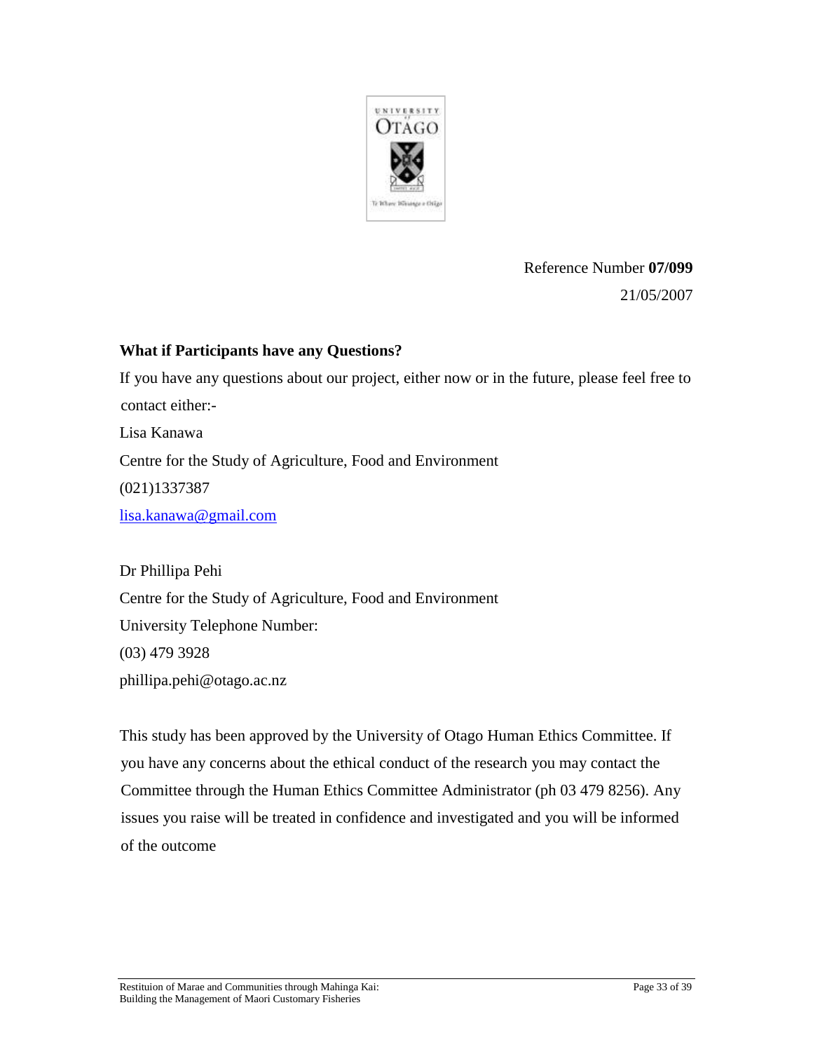Reference Number **07/099**

21/05/2007

**What if Participants have any Questions?**

If you have any questions about our project, either now or in the future, please feel free to contact either:-

Lisa Kanawa

Centre for the Study of Agriculture, Food and Environment

(021)1337387

lisa.kanawa@gmail.com

Dr Phillipa Pehi

Centre for the Study of Agriculture, Food and Environment

University Telephone Number:

(03) 479 3928

phillipa.pehi@otago.ac.nz

This study has been approved by the University of Otago Human Ethics Committee. If you have any concerns about the ethical conduct of the research you may contact the Committee through the Human Ethics Committee Administrator (ph 03 479 8256). Any issues you raise will be treated in confidence and investigated and you will be informed of the outcome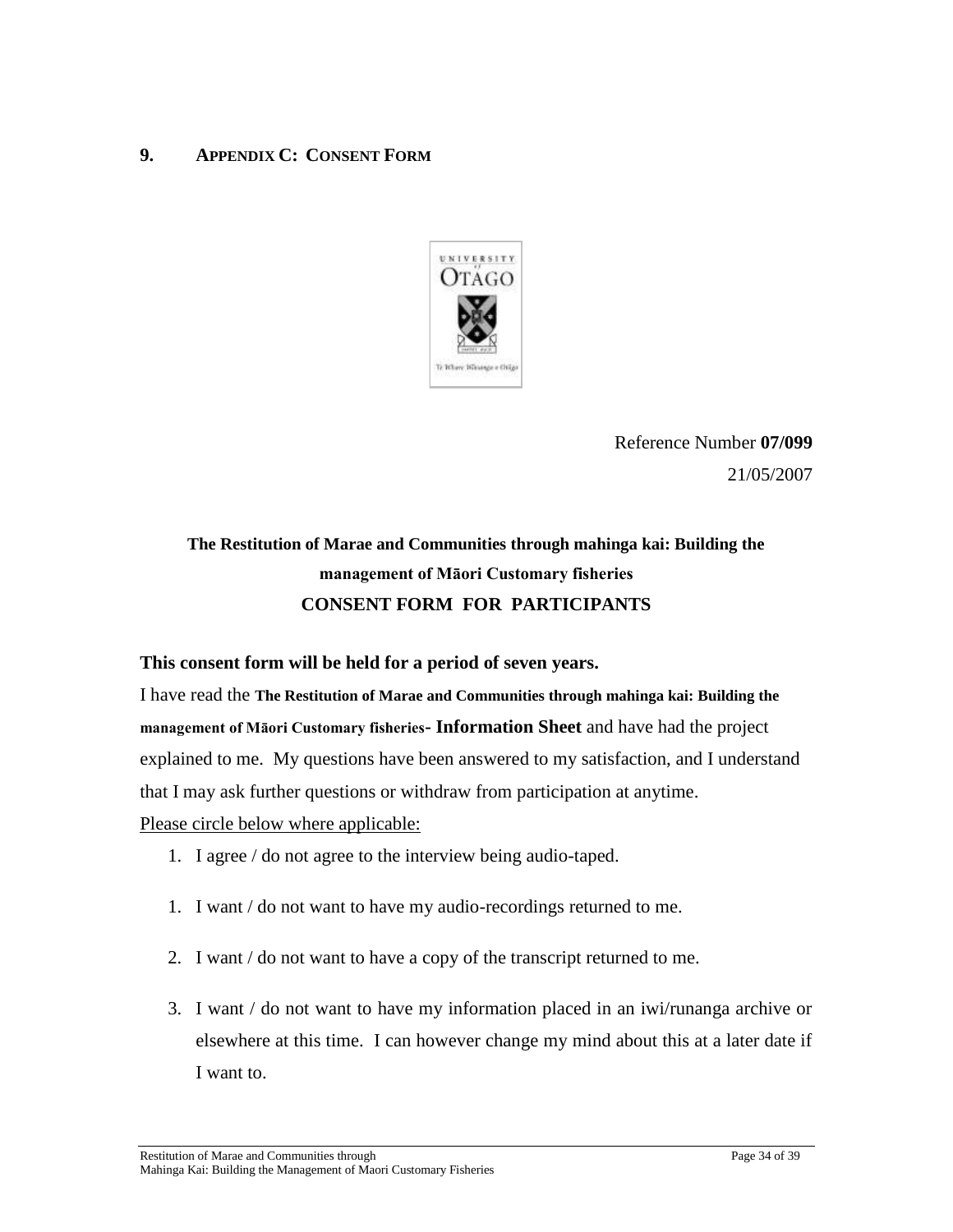## 9. APPENDIX C: CONSENT FORM

Reference Number **07/099**

21/05/2007

**The Restitution of Marae and Communities through mahinga kai: Building the management of Māori Customary fisheries**

**CONSENT FORM FOR PARTICIPANTS**

**This consent form will be held for a period of seven years.**

I have read the **The Restitution of Marae and Communities through mahinga kai: Building the management of Māori Customary fisheries- Information Sheet** and have had the project explained to me. My questions have been answered to my satisfaction, and I understand that I may ask further questions or withdraw from participation at anytime.

Please circle below where applicable:

1. I agree / do not agree to the interview being audio-taped.

1. I want / do not want to have my audio-recordings returned to me.

2. I want / do not want to have a copy of the transcript returned to me.

3. I want / do not want to have my information placed in an iwi/runanga archive or elsewhere at this time. I can however change my mind about this at a later date if I want to.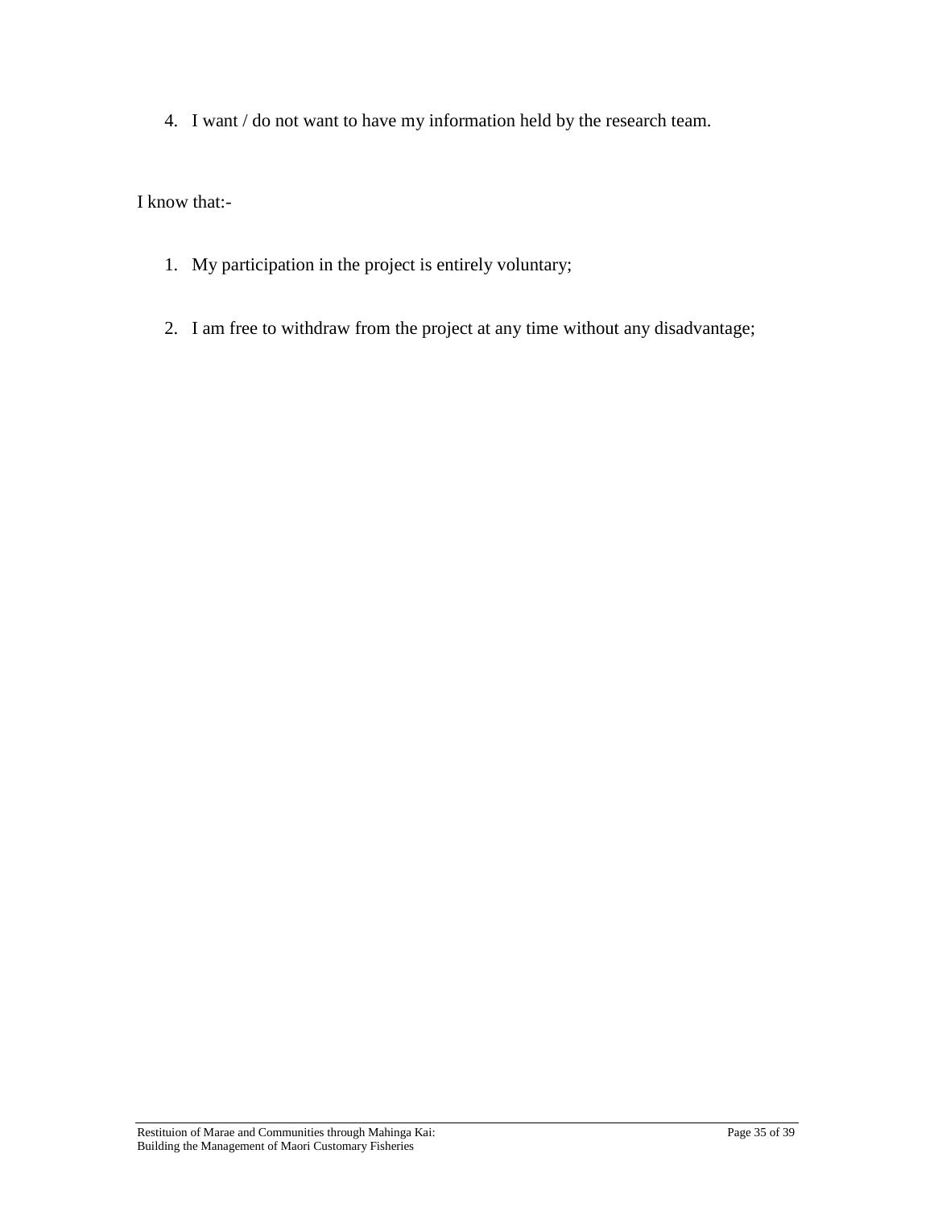4. I want / do not want to have my information held by the research team.

I know that:-

1. My participation in the project is entirely voluntary;

2. I am free to withdraw from the project at any time without any disadvantage;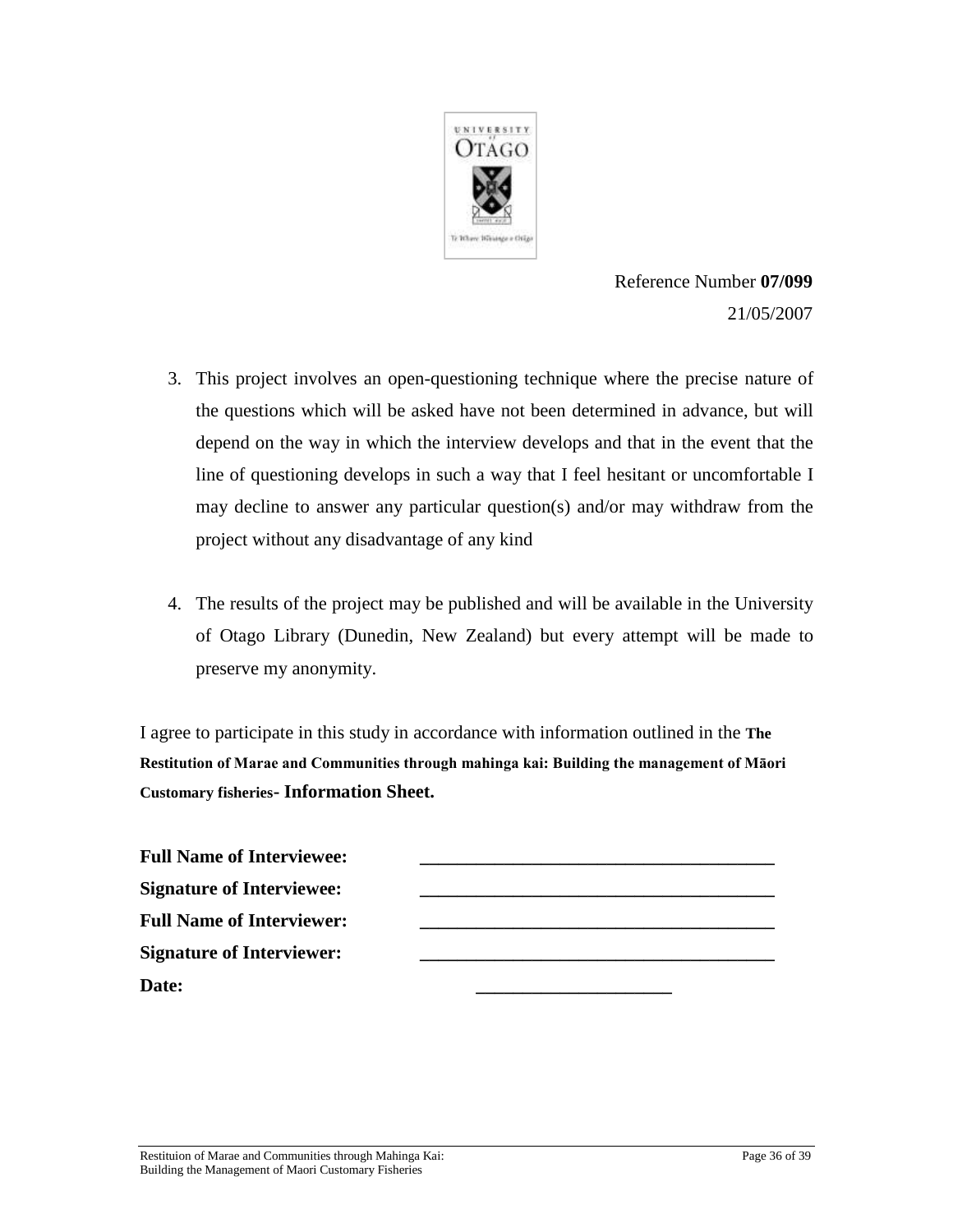Reference Number **07/099**

21/05/2007

3. This project involves an open-questioning technique where the precise nature of the questions which will be asked have not been determined in advance, but will depend on the way in which the interview develops and that in the event that the line of questioning develops in such a way that I feel hesitant or uncomfortable I may decline to answer any particular question(s) and/or may withdraw from the project without any disadvantage of any kind

4. The results of the project may be published and will be available in the University of Otago Library (Dunedin, New Zealand) but every attempt will be made to preserve my anonymity.

I agree to participate in this study in accordance with information outlined in the **The Restitution of Marae and Communities through mahinga kai: Building the management of Māori Customary fisheries- Information Sheet.**

**Full Name of Interviewee:** ______________________________________

**Signature of Interviewee:** ______________________________________

**Full Name of Interviewer:** ______________________________________

**Signature of Interviewer:** ______________________________________

**Date:** _____________________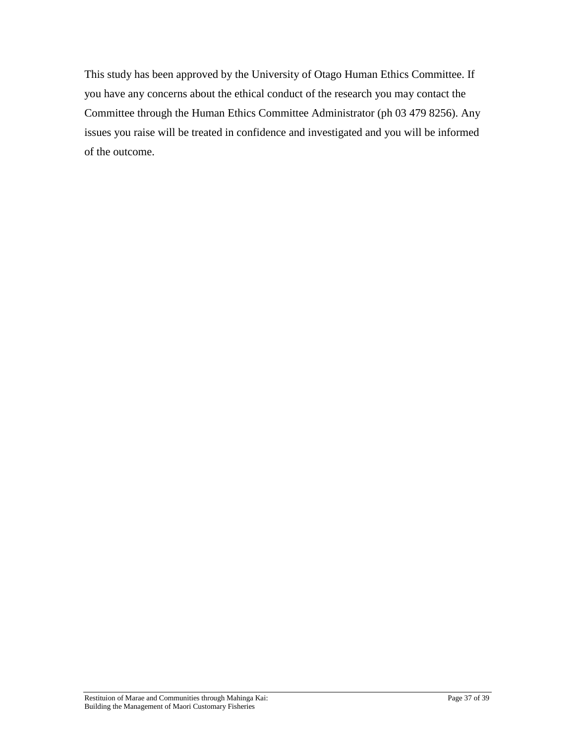This study has been approved by the University of Otago Human Ethics Committee. If you have any concerns about the ethical conduct of the research you may contact the Committee through the Human Ethics Committee Administrator (ph 03 479 8256). Any issues you raise will be treated in confidence and investigated and you will be informed of the outcome.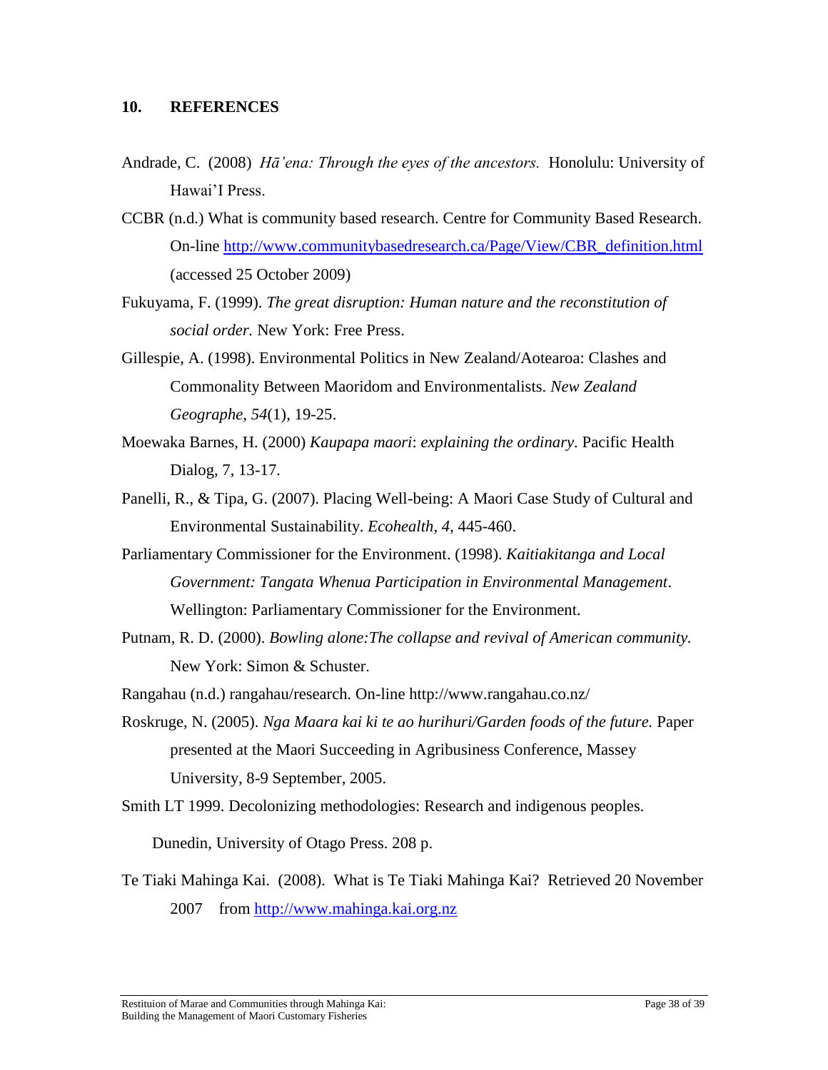## 10. REFERENCES

Andrade, C. (2008) *Hā'ena: Through the eyes of the ancestors.* Honolulu: University of Hawai'I Press.

CCBR (n.d.) What is community based research. Centre for Community Based Research. On-line http://www.communitybasedresearch.ca/Page/View/CBR_definition.html (accessed 25 October 2009)

Fukuyama, F. (1999). *The great disruption: Human nature and the reconstitution of social order.* New York: Free Press.

Gillespie, A. (1998). Environmental Politics in New Zealand/Aotearoa: Clashes and Commonality Between Maoridom and Environmentalists. *New Zealand Geographe, 54*(1), 19-25.

Moewaka Barnes, H. (2000) *Kaupapa maori*: *explaining the ordinary*. Pacific Health Dialog, 7, 13-17.

Panelli, R., & Tipa, G. (2007). Placing Well-being: A Maori Case Study of Cultural and Environmental Sustainability. *Ecohealth, 4*, 445-460.

Parliamentary Commissioner for the Environment. (1998). *Kaitiakitanga and Local Government: Tangata Whenua Participation in Environmental Management*. Wellington: Parliamentary Commissioner for the Environment.

Putnam, R. D. (2000). *Bowling alone:The collapse and revival of American community.* New York: Simon & Schuster.

Rangahau (n.d.) rangahau/research. On-line http://www.rangahau.co.nz/

Roskruge, N. (2005). *Nga Maara kai ki te ao hurihuri/Garden foods of the future.* Paper presented at the Maori Succeeding in Agribusiness Conference, Massey University, 8-9 September, 2005.

Smith LT 1999. Decolonizing methodologies: Research and indigenous peoples.

Dunedin, University of Otago Press. 208 p.

Te Tiaki Mahinga Kai. (2008). What is Te Tiaki Mahinga Kai? Retrieved 20 November 2007 from http://www.mahinga.kai.org.nz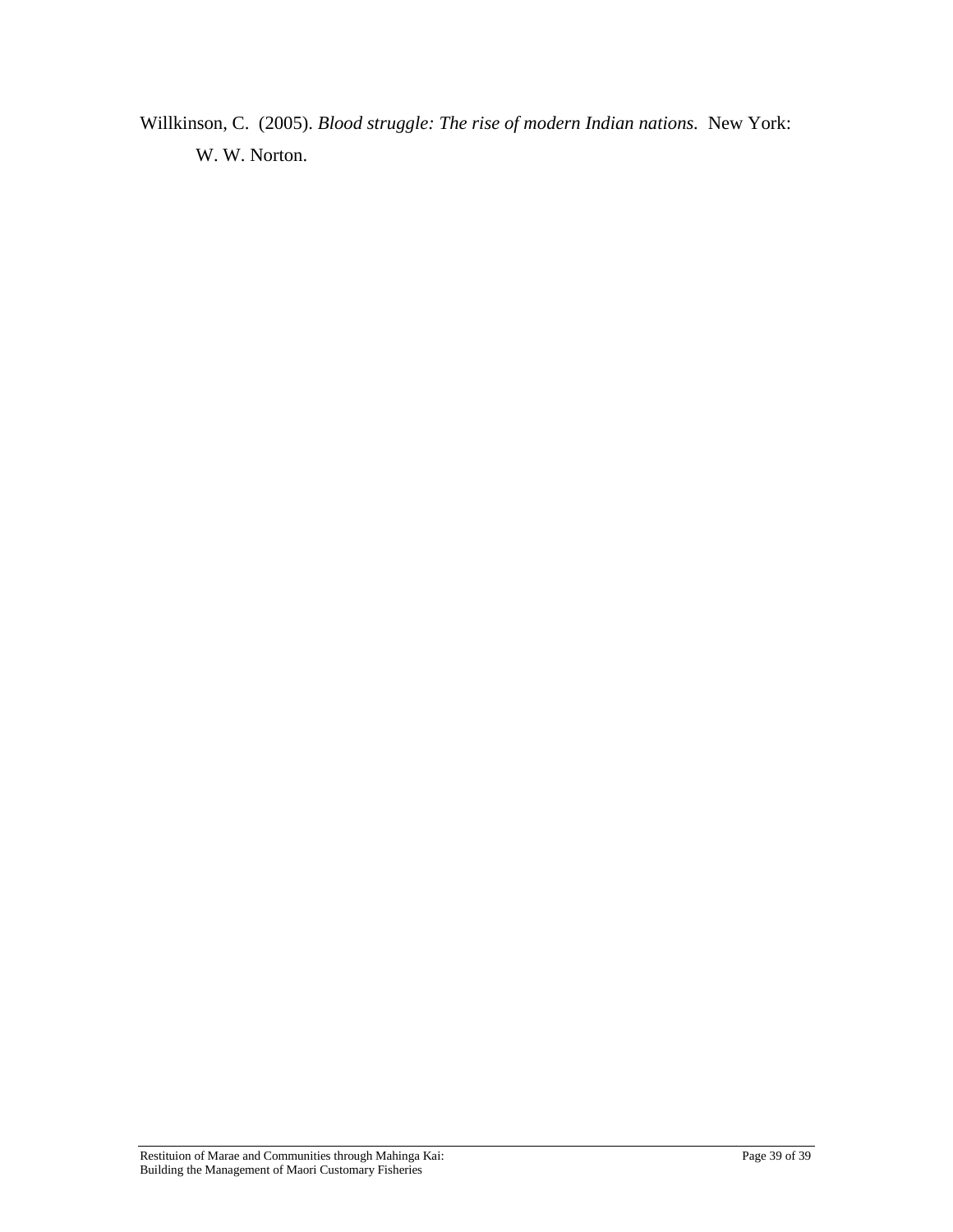Willkinson, C. (2005). *Blood struggle: The rise of modern Indian nations.* New York: W. W. Norton.